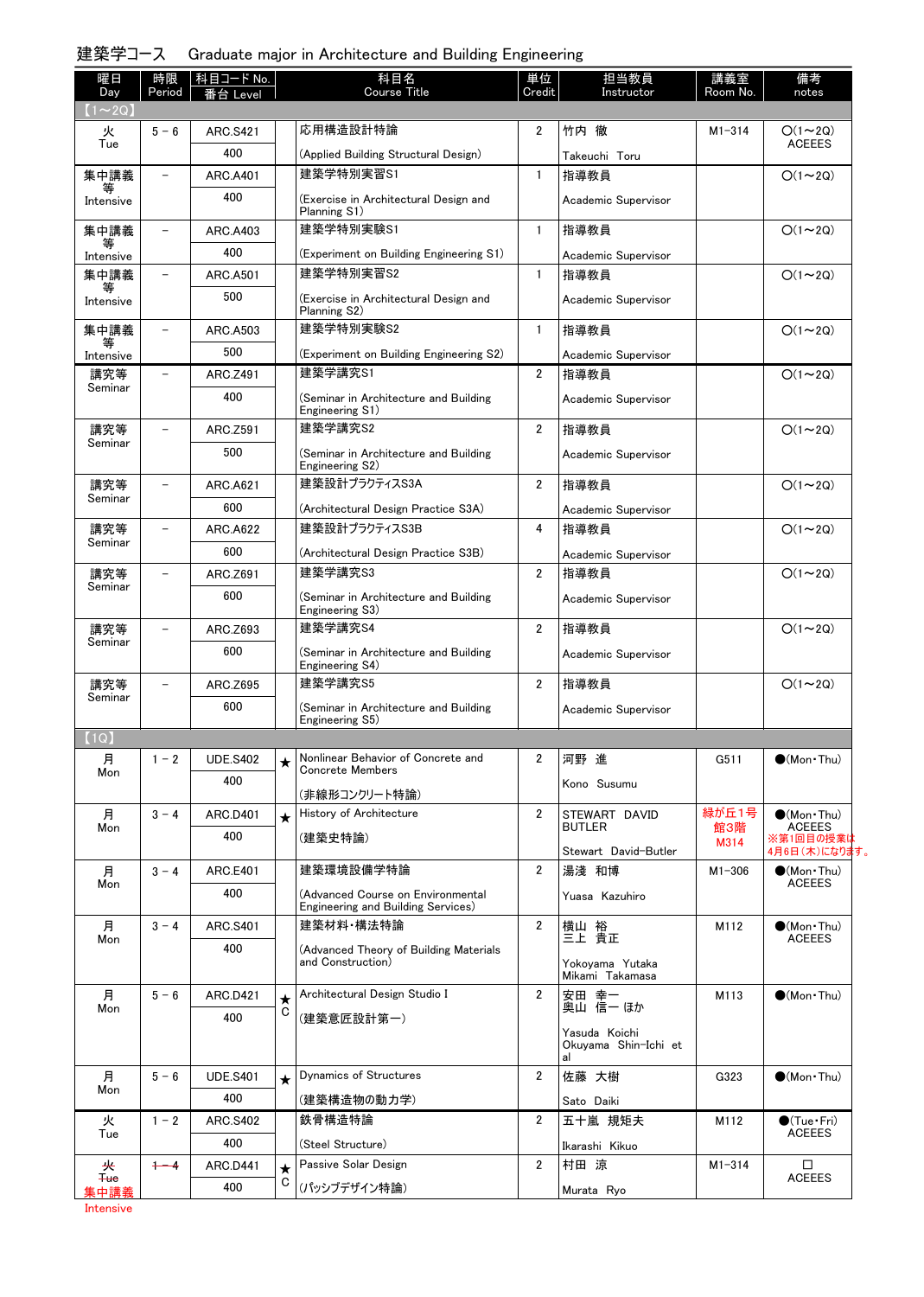# 建築学コース　Graduate major in Architecture and Building Engineering

| 曜日 Day | 時限 Period | 科目コード No. 番台 Level | | 科目名 Course Title | 単位 Credit | 担当教員 Instructor | 講義室 Room No. | 備考 notes |
|---|---|---|---|---|---|---|---|---|
| 【1～2Q】 | | | | | | | | |
| 火 Tue | 5－6 | ARC.S421 400 | | 応用構造設計特論 (Applied Building Structural Design) | 2 | 竹内 徹 Takeuchi Toru | M1-314 | ○(1～2Q) ACEEES |
| 集中講義等 Intensive | － | ARC.A401 400 | | 建築学特別実習S1 (Exercise in Architectural Design and Planning S1) | 1 | 指導教員 Academic Supervisor | | ○(1～2Q) |
| 集中講義等 Intensive | － | ARC.A403 400 | | 建築学特別実験S1 (Experiment on Building Engineering S1) | 1 | 指導教員 Academic Supervisor | | ○(1～2Q) |
| 集中講義等 Intensive | － | ARC.A501 500 | | 建築学特別実習S2 (Exercise in Architectural Design and Planning S2) | 1 | 指導教員 Academic Supervisor | | ○(1～2Q) |
| 集中講義等 Intensive | － | ARC.A503 500 | | 建築学特別実験S2 (Experiment on Building Engineering S2) | 1 | 指導教員 Academic Supervisor | | ○(1～2Q) |
| 講究等 Seminar | － | ARC.Z491 400 | | 建築学講究S1 (Seminar in Architecture and Building Engineering S1) | 2 | 指導教員 Academic Supervisor | | ○(1～2Q) |
| 講究等 Seminar | － | ARC.Z591 500 | | 建築学講究S2 (Seminar in Architecture and Building Engineering S2) | 2 | 指導教員 Academic Supervisor | | ○(1～2Q) |
| 講究等 Seminar | － | ARC.A621 600 | | 建築設計プラクティスS3A (Architectural Design Practice S3A) | 2 | 指導教員 Academic Supervisor | | ○(1～2Q) |
| 講究等 Seminar | － | ARC.A622 600 | | 建築設計プラクティスS3B (Architectural Design Practice S3B) | 4 | 指導教員 Academic Supervisor | | ○(1～2Q) |
| 講究等 Seminar | － | ARC.Z691 600 | | 建築学講究S3 (Seminar in Architecture and Building Engineering S3) | 2 | 指導教員 Academic Supervisor | | ○(1～2Q) |
| 講究等 Seminar | － | ARC.Z693 600 | | 建築学講究S4 (Seminar in Architecture and Building Engineering S4) | 2 | 指導教員 Academic Supervisor | | ○(1～2Q) |
| 講究等 Seminar | － | ARC.Z695 600 | | 建築学講究S5 (Seminar in Architecture and Building Engineering S5) | 2 | 指導教員 Academic Supervisor | | ○(1～2Q) |
| 【1Q】 | | | | | | | | |
| 月 Mon | 1－2 | UDE.S402 400 | ★ | Nonlinear Behavior of Concrete and Concrete Members (非線形コンクリート特論) | 2 | 河野 進 Kono Susumu | G511 | ●(Mon・Thu) |
| 月 Mon | 3－4 | ARC.D401 400 | ★ | History of Architecture (建築史特論) | 2 | STEWART DAVID BUTLER Stewart David-Butler | 緑が丘1号館3階 M314 | ●(Mon・Thu) ACEEES ※第1回目の授業は4月6日(木)になります。 |
| 月 Mon | 3－4 | ARC.E401 400 | | 建築環境設備学特論 (Advanced Course on Environmental Engineering and Building Services) | 2 | 湯淺 和博 Yuasa Kazuhiro | M1-306 | ●(Mon・Thu) ACEEES |
| 月 Mon | 3－4 | ARC.S401 400 | | 建築材料・構法特論 (Advanced Theory of Building Materials and Construction) | 2 | 横山 裕 三上 貴正 Yokoyama Yutaka Mikami Takamasa | M112 | ●(Mon・Thu) ACEEES |
| 月 Mon | 5－6 | ARC.D421 400 | ★ C | Architectural Design Studio I (建築意匠設計第一) | 2 | 安田 幸一 奥山 信一 ほか Yasuda Koichi Okuyama Shin-Ichi et al | M113 | ●(Mon・Thu) |
| 月 Mon | 5－6 | UDE.S401 400 | ★ | Dynamics of Structures (建築構造物の動力学) | 2 | 佐藤 大樹 Sato Daiki | G323 | ●(Mon・Thu) |
| 火 Tue | 1－2 | ARC.S402 400 | | 鉄骨構造特論 (Steel Structure) | 2 | 五十嵐 規矩夫 Ikarashi Kikuo | M112 | ●(Tue・Fri) ACEEES |
| ~~火 Tue~~ 集中講義 Intensive | ~~1－4~~ | ARC.D441 400 | ★ C | Passive Solar Design (パッシブデザイン特論) | 2 | 村田 涼 Murata Ryo | M1-314 | □ ACEEES |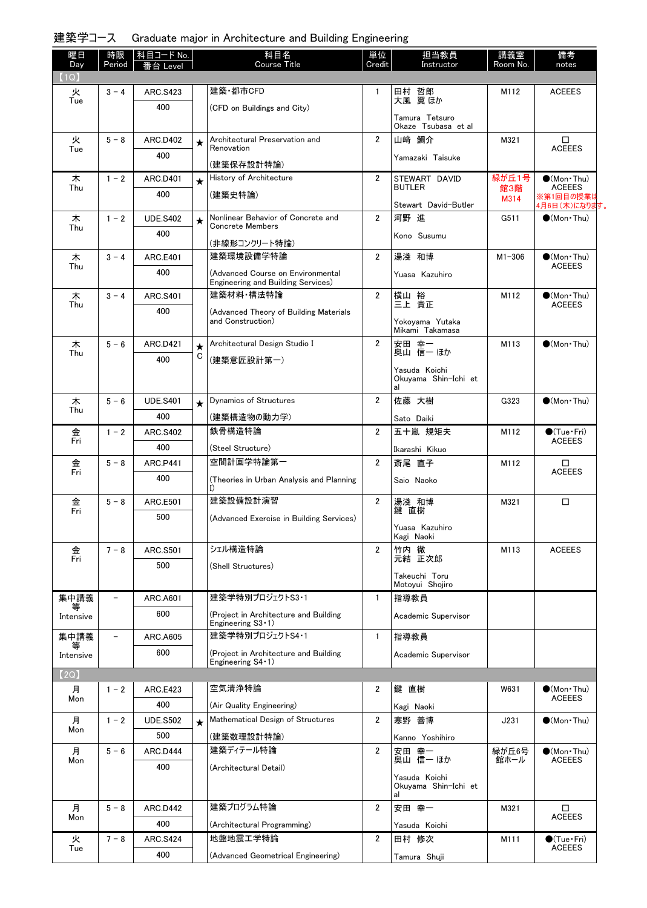## 建築学コース　Graduate major in Architecture and Building Engineering

| 曜日 Day | 時限 Period | 科目コード No. 番台 Level | | 科目名 Course Title | 単位 Credit | 担当教員 Instructor | 講義室 Room No. | 備考 notes |
|---|---|---|---|---|---|---|---|---|
| 【1Q】 | | | | | | | | |
| 火 Tue | 3－4 | ARC.S423 400 | | 建築・都市CFD (CFD on Buildings and City) | 1 | 田村 哲郎 大風 翼 ほか Tamura Tetsuro Okaze Tsubasa et al | M112 | ACEEES |
| 火 Tue | 5－8 | ARC.D402 400 | ★ | Architectural Preservation and Renovation (建築保存設計特論) | 2 | 山崎 鯛介 Yamazaki Taisuke | M321 | □ ACEEES |
| 木 Thu | 1－2 | ARC.D401 400 | ★ | History of Architecture (建築史特論) | 2 | STEWART DAVID BUTLER Stewart David-Butler | 緑が丘1号館3階 M314 | ●(Mon・Thu) ACEEES ※第1回目の授業は4月6日(木)になります。 |
| 木 Thu | 1－2 | UDE.S402 400 | ★ | Nonlinear Behavior of Concrete and Concrete Members (非線形コンクリート特論) | 2 | 河野 進 Kono Susumu | G511 | ●(Mon・Thu) |
| 木 Thu | 3－4 | ARC.E401 400 | | 建築環境設備特論 (Advanced Course on Environmental Engineering and Building Services) | 2 | 湯淺 和博 Yuasa Kazuhiro | M1-306 | ●(Mon・Thu) ACEEES |
| 木 Thu | 3－4 | ARC.S401 400 | | 建築材料・構法特論 (Advanced Theory of Building Materials and Construction) | 2 | 横山 裕 三上 貴正 Yokoyama Yutaka Mikami Takamasa | M112 | ●(Mon・Thu) ACEEES |
| 木 Thu | 5－6 | ARC.D421 400 | ★ C | Architectural Design Studio I (建築意匠設計第一) | 2 | 安田 幸一 奥山 信一 ほか Yasuda Koichi Okuyama Shin-Ichi et al | M113 | ●(Mon・Thu) |
| 木 Thu | 5－6 | UDE.S401 400 | ★ | Dynamics of Structures (建築構造物の動力学) | 2 | 佐藤 大樹 Sato Daiki | G323 | ●(Mon・Thu) |
| 金 Fri | 1－2 | ARC.S402 400 | | 鉄骨構造特論 (Steel Structure) | 2 | 五十嵐 規矩夫 Ikarashi Kikuo | M112 | ●(Tue・Fri) ACEEES |
| 金 Fri | 5－8 | ARC.P441 400 | | 空間計画学特論第一 (Theories in Urban Analysis and Planning I) | 2 | 斎尾 直子 Saio Naoko | M112 | □ ACEEES |
| 金 Fri | 5－8 | ARC.E501 500 | | 建築設備設計演習 (Advanced Exercise in Building Services) | 2 | 湯淺 和博 鍵 直樹 Yuasa Kazuhiro Kagi Naoki | M321 | □ |
| 金 Fri | 7－8 | ARC.S501 500 | | シェル構造特論 (Shell Structures) | 2 | 竹内 徹 元結 正次郎 Takeuchi Toru Motoyui Shojiro | M113 | ACEEES |
| 集中講義等 Intensive | － | ARC.A601 600 | | 建築学特別プロジェクトS3・1 (Project in Architecture and Building Engineering S3・1) | 1 | 指導教員 Academic Supervisor | | |
| 集中講義等 Intensive | － | ARC.A605 600 | | 建築学特別プロジェクトS4・1 (Project in Architecture and Building Engineering S4・1) | 1 | 指導教員 Academic Supervisor | | |
| 【2Q】 | | | | | | | | |
| 月 Mon | 1－2 | ARC.E423 400 | | 空気清浄特論 (Air Quality Engineering) | 2 | 鍵 直樹 Kagi Naoki | W631 | ●(Mon・Thu) ACEEES |
| 月 Mon | 1－2 | UDE.S502 500 | ★ | Mathematical Design of Structures (建築数理設計特論) | 2 | 寒野 善博 Kanno Yoshihiro | J231 | ●(Mon・Thu) |
| 月 Mon | 5－6 | ARC.D444 400 | | 建築ディテール特論 (Architectural Detail) | 2 | 安田 幸一 奥山 信一 ほか Yasuda Koichi Okuyama Shin-Ichi et al | 緑が丘6号館ホール | ●(Mon・Thu) ACEEES |
| 月 Mon | 5－8 | ARC.D442 400 | | 建築プログラム特論 (Architectural Programming) | 2 | 安田 幸一 Yasuda Koichi | M321 | □ ACEEES |
| 火 Tue | 7－8 | ARC.S424 400 | | 地盤地震工学特論 (Advanced Geometrical Engineering) | 2 | 田村 修次 Tamura Shuji | M111 | ●(Tue・Fri) ACEEES |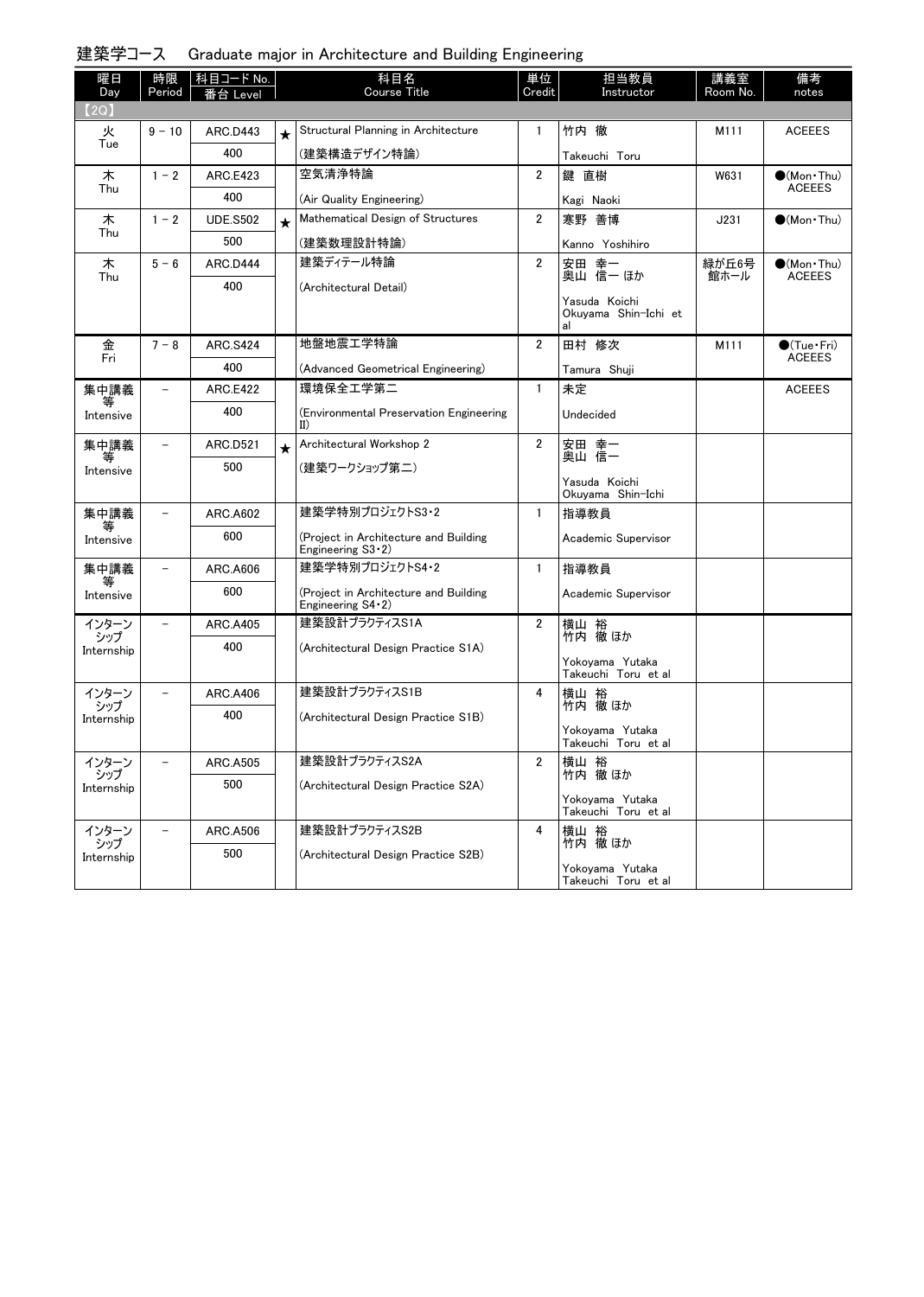## 建築学コース　Graduate major in Architecture and Building Engineering

| 曜日 Day | 時限 Period | 科目コード No. 番台 Level | | 科目名 Course Title | 単位 Credit | 担当教員 Instructor | 講義室 Room No. | 備考 notes |
|---|---|---|---|---|---|---|---|---|
| 【2Q】 | | | | | | | | |
| 火 Tue | 9－10 | ARC.D443 400 | ★ | Structural Planning in Architecture (建築構造デザイン特論) | 1 | 竹内 徹 Takeuchi Toru | M111 | ACEEES |
| 木 Thu | 1－2 | ARC.E423 400 | | 空気清浄特論 (Air Quality Engineering) | 2 | 鍵 直樹 Kagi Naoki | W631 | ●(Mon・Thu) ACEEES |
| 木 Thu | 1－2 | UDE.S502 500 | ★ | Mathematical Design of Structures (建築数理設計特論) | 2 | 寒野 善博 Kanno Yoshihiro | J231 | ●(Mon・Thu) |
| 木 Thu | 5－6 | ARC.D444 400 | | 建築ディテール特論 (Architectural Detail) | 2 | 安田 幸一 奥山 信一 ほか Yasuda Koichi Okuyama Shin-Ichi et al | 緑が丘6号館ホール | ●(Mon・Thu) ACEEES |
| 金 Fri | 7－8 | ARC.S424 400 | | 地盤地震工学特論 (Advanced Geometrical Engineering) | 2 | 田村 修次 Tamura Shuji | M111 | ●(Tue・Fri) ACEEES |
| 集中講義等 Intensive | － | ARC.E422 400 | | 環境保全工学第二 (Environmental Preservation Engineering II) | 1 | 未定 Undecided | | ACEEES |
| 集中講義等 Intensive | － | ARC.D521 500 | ★ | Architectural Workshop 2 (建築ワークショップ第二) | 2 | 安田 幸一 奥山 信一 Yasuda Koichi Okuyama Shin-Ichi | | |
| 集中講義等 Intensive | － | ARC.A602 600 | | 建築学特別プロジェクトS3・2 (Project in Architecture and Building Engineering S3・2) | 1 | 指導教員 Academic Supervisor | | |
| 集中講義等 Intensive | － | ARC.A606 600 | | 建築学特別プロジェクトS4・2 (Project in Architecture and Building Engineering S4・2) | 1 | 指導教員 Academic Supervisor | | |
| インターンシップ Internship | － | ARC.A405 400 | | 建築設計プラクティスS1A (Architectural Design Practice S1A) | 2 | 横山 裕 竹内 徹 ほか Yokoyama Yutaka Takeuchi Toru et al | | |
| インターンシップ Internship | － | ARC.A406 400 | | 建築設計プラクティスS1B (Architectural Design Practice S1B) | 4 | 横山 裕 竹内 徹 ほか Yokoyama Yutaka Takeuchi Toru et al | | |
| インターンシップ Internship | － | ARC.A505 500 | | 建築設計プラクティスS2A (Architectural Design Practice S2A) | 2 | 横山 裕 竹内 徹 ほか Yokoyama Yutaka Takeuchi Toru et al | | |
| インターンシップ Internship | － | ARC.A506 500 | | 建築設計プラクティスS2B (Architectural Design Practice S2B) | 4 | 横山 裕 竹内 徹 ほか Yokoyama Yutaka Takeuchi Toru et al | | |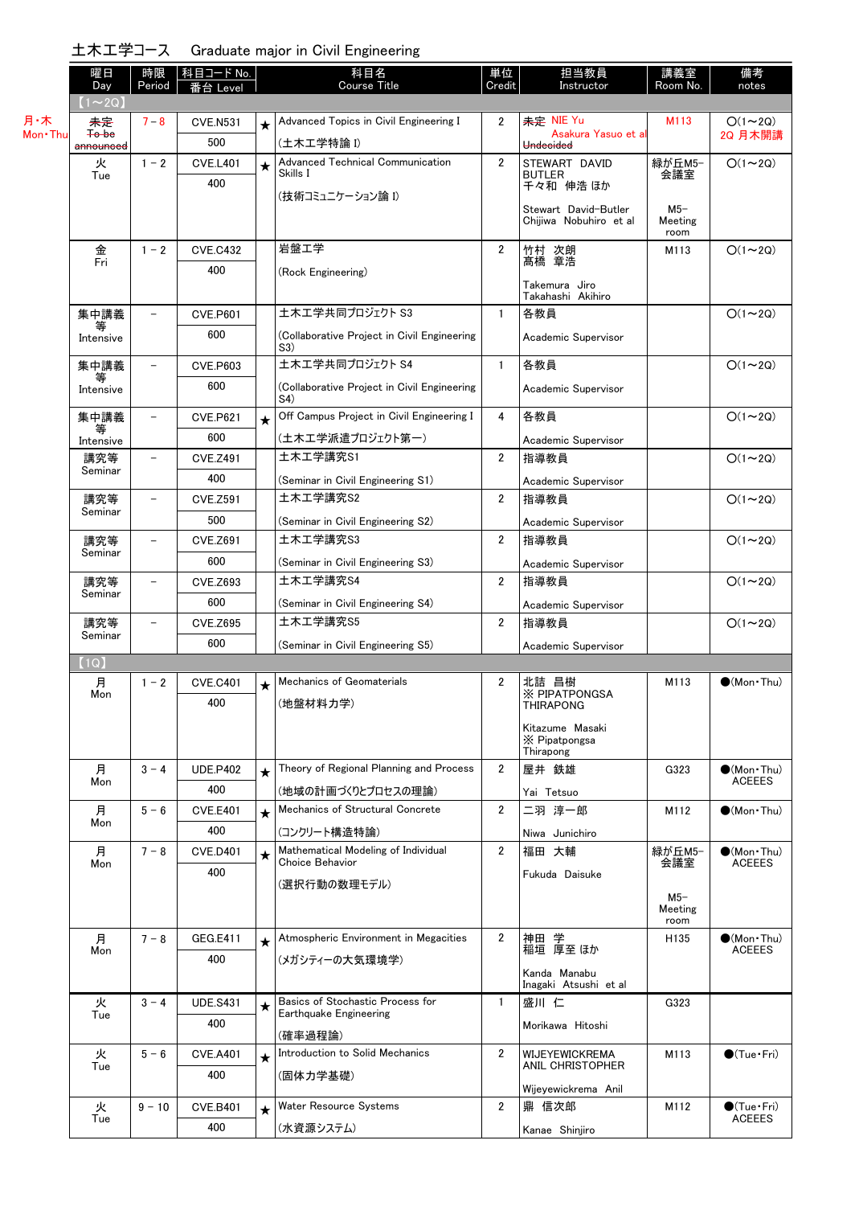## 土木工学コース　Graduate major in Civil Engineering

| 曜日 Day | 時限 Period | 科目コード No. 番台 Level | | 科目名 Course Title | 単位 Credit | 担当教員 Instructor | 講義室 Room No. | 備考 notes |
|---|---|---|---|---|---|---|---|---|
| 【1～2Q】 | | | | | | | | |
| 月・木 Mon・Thu ~~未定 To be announced~~ | 7－8 | CVE.N531 500 | ★ | Advanced Topics in Civil Engineering I (土木工学特論 I) | 2 | ~~未定~~ NIE Yu Asakura Yasuo et al ~~Undecided~~ | M113 | ○(1～2Q) 2Q 月木開講 |
| 火 Tue | 1－2 | CVE.L401 400 | ★ | Advanced Technical Communication Skills I (技術コミュニケーション論 I) | 2 | STEWART DAVID BUTLER 千々和 伸浩 ほか Stewart David-Butler Chijiwa Nobuhiro et al | 緑が丘M5-会議室 M5-Meeting room | ○(1～2Q) |
| 金 Fri | 1－2 | CVE.C432 400 | | 岩盤工学 (Rock Engineering) | 2 | 竹村 次朗 髙橋 章浩 Takemura Jiro Takahashi Akihiro | M113 | ○(1～2Q) |
| 集中講義等 Intensive | － | CVE.P601 600 | | 土木工学共同プロジェクト S3 (Collaborative Project in Civil Engineering S3) | 1 | 各教員 Academic Supervisor | | ○(1～2Q) |
| 集中講義等 Intensive | － | CVE.P603 600 | | 土木工学共同プロジェクト S4 (Collaborative Project in Civil Engineering S4) | 1 | 各教員 Academic Supervisor | | ○(1～2Q) |
| 集中講義等 Intensive | － | CVE.P621 600 | ★ | Off Campus Project in Civil Engineering I (土木工学派遣プロジェクト第一) | 4 | 各教員 Academic Supervisor | | ○(1～2Q) |
| 講究等 Seminar | － | CVE.Z491 400 | | 土木工学講究S1 (Seminar in Civil Engineering S1) | 2 | 指導教員 Academic Supervisor | | ○(1～2Q) |
| 講究等 Seminar | － | CVE.Z591 500 | | 土木工学講究S2 (Seminar in Civil Engineering S2) | 2 | 指導教員 Academic Supervisor | | ○(1～2Q) |
| 講究等 Seminar | － | CVE.Z691 600 | | 土木工学講究S3 (Seminar in Civil Engineering S3) | 2 | 指導教員 Academic Supervisor | | ○(1～2Q) |
| 講究等 Seminar | － | CVE.Z693 600 | | 土木工学講究S4 (Seminar in Civil Engineering S4) | 2 | 指導教員 Academic Supervisor | | ○(1～2Q) |
| 講究等 Seminar | － | CVE.Z695 600 | | 土木工学講究S5 (Seminar in Civil Engineering S5) | 2 | 指導教員 Academic Supervisor | | ○(1～2Q) |
| 【1Q】 | | | | | | | | |
| 月 Mon | 1－2 | CVE.C401 400 | ★ | Mechanics of Geomaterials (地盤材料力学) | 2 | 北詰 昌樹 ※ PIPATPONGSA THIRAPONG Kitazume Masaki ※ Pipatpongsa Thirapong | M113 | ●(Mon・Thu) |
| 月 Mon | 3－4 | UDE.P402 400 | ★ | Theory of Regional Planning and Process (地域の計画づくりとプロセスの理論) | 2 | 屋井 鉄雄 Yai Tetsuo | G323 | ●(Mon・Thu) ACEEES |
| 月 Mon | 5－6 | CVE.E401 400 | ★ | Mechanics of Structural Concrete (コンクリート構造特論) | 2 | 二羽 淳一郎 Niwa Junichiro | M112 | ●(Mon・Thu) |
| 月 Mon | 7－8 | CVE.D401 400 | ★ | Mathematical Modeling of Individual Choice Behavior (選択行動の数理モデル) | 2 | 福田 大輔 Fukuda Daisuke | 緑が丘M5-会議室 M5-Meeting room | ●(Mon・Thu) ACEEES |
| 月 Mon | 7－8 | GEG.E411 400 | ★ | Atmospheric Environment in Megacities (メガシティーの大気環境学) | 2 | 神田 学 稲垣 厚至 ほか Kanda Manabu Inagaki Atsushi et al | H135 | ●(Mon・Thu) ACEEES |
| 火 Tue | 3－4 | UDE.S431 400 | ★ | Basics of Stochastic Process for Earthquake Engineering (確率過程論) | 1 | 盛川 仁 Morikawa Hitoshi | G323 | |
| 火 Tue | 5－6 | CVE.A401 400 | ★ | Introduction to Solid Mechanics (固体力学基礎) | 2 | WIJEYEWICKREMA ANIL CHRISTOPHER Wijeyewickrema Anil | M113 | ●(Tue・Fri) |
| 火 Tue | 9－10 | CVE.B401 400 | ★ | Water Resource Systems (水資源システム) | 2 | 鼎 信次郎 Kanae Shinjiro | M112 | ●(Tue・Fri) ACEEES |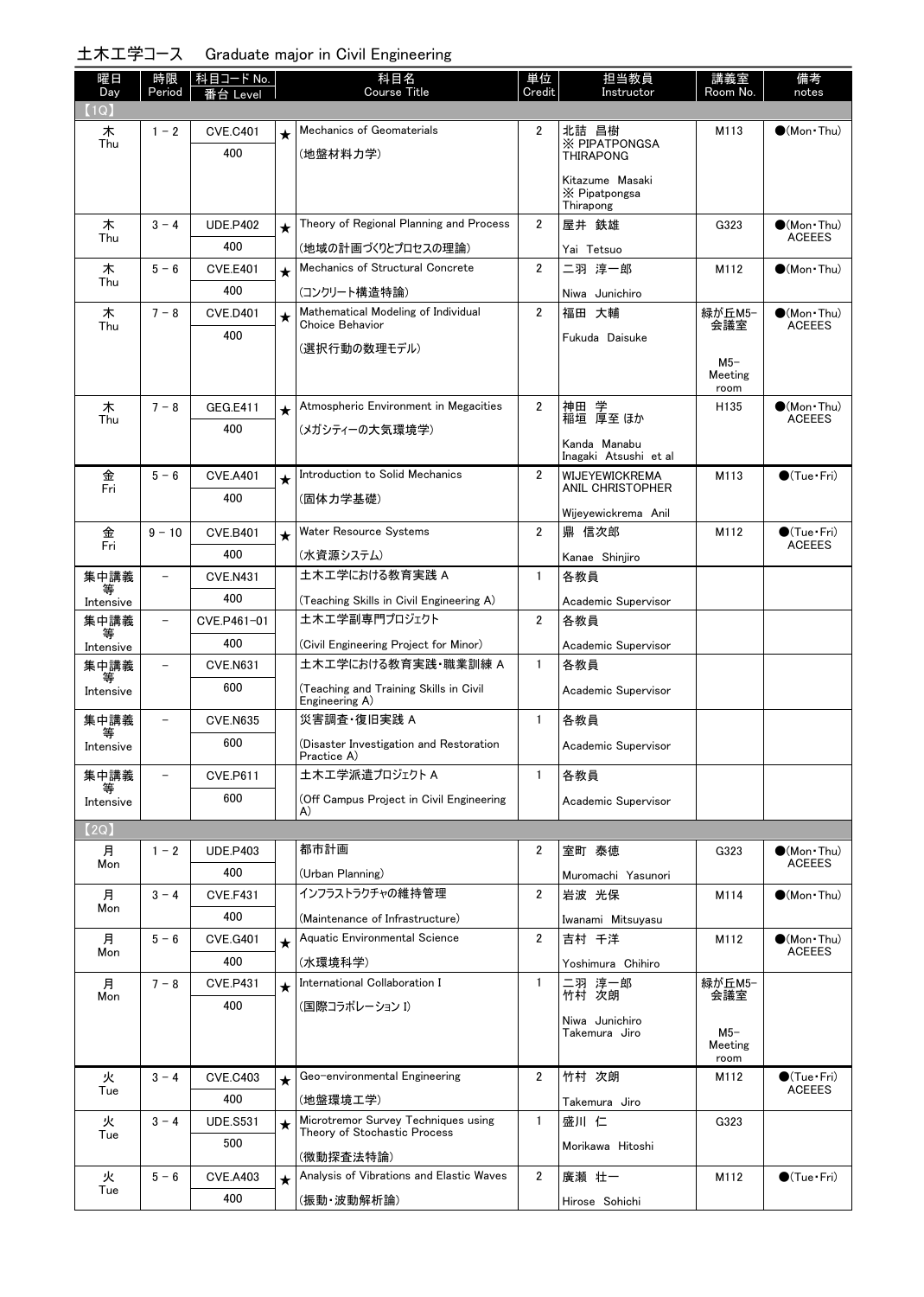## 土木工学コース　Graduate major in Civil Engineering

| 曜日 Day | 時限 Period | 科目コード No. 番台 Level | | 科目名 Course Title | 単位 Credit | 担当教員 Instructor | 講義室 Room No. | 備考 notes |
|---|---|---|---|---|---|---|---|---|
| 【1Q】 | | | | | | | | |
| 木 Thu | 1－2 | CVE.C401 400 | ★ | Mechanics of Geomaterials (地盤材料力学) | 2 | 北詰 昌樹 ※ PIPATPONGSA THIRAPONG Kitazume Masaki ※ Pipatpongsa Thirapong | M113 | ●(Mon・Thu) |
| 木 Thu | 3－4 | UDE.P402 400 | ★ | Theory of Regional Planning and Process (地域の計画づくりとプロセスの理論) | 2 | 屋井 鉄雄 Yai Tetsuo | G323 | ●(Mon・Thu) ACEEES |
| 木 Thu | 5－6 | CVE.E401 400 | ★ | Mechanics of Structural Concrete (コンクリート構造特論) | 2 | 二羽 淳一郎 Niwa Junichiro | M112 | ●(Mon・Thu) |
| 木 Thu | 7－8 | CVE.D401 400 | ★ | Mathematical Modeling of Individual Choice Behavior (選択行動の数理モデル) | 2 | 福田 大輔 Fukuda Daisuke | 緑が丘M5-会議室 M5-Meeting room | ●(Mon・Thu) ACEEES |
| 木 Thu | 7－8 | GEG.E411 400 | ★ | Atmospheric Environment in Megacities (メガシティーの大気環境学) | 2 | 神田 学 稲垣 厚至 ほか Kanda Manabu Inagaki Atsushi et al | H135 | ●(Mon・Thu) ACEEES |
| 金 Fri | 5－6 | CVE.A401 400 | ★ | Introduction to Solid Mechanics (固体力学基礎) | 2 | WIJEYEWICKREMA ANIL CHRISTOPHER Wijeyewickrema Anil | M113 | ●(Tue・Fri) |
| 金 Fri | 9－10 | CVE.B401 400 | ★ | Water Resource Systems (水資源システム) | 2 | 鼎 信次郎 Kanae Shinjiro | M112 | ●(Tue・Fri) ACEEES |
| 集中講義等 Intensive | － | CVE.N431 400 | | 土木工学における教育実践 A (Teaching Skills in Civil Engineering A) | 1 | 各教員 Academic Supervisor | | |
| 集中講義等 Intensive | － | CVE.P461-01 400 | | 土木工学副専門プロジェクト (Civil Engineering Project for Minor) | 2 | 各教員 Academic Supervisor | | |
| 集中講義等 Intensive | － | CVE.N631 600 | | 土木工学における教育実践・職業訓練 A (Teaching and Training Skills in Civil Engineering A) | 1 | 各教員 Academic Supervisor | | |
| 集中講義等 Intensive | － | CVE.N635 600 | | 災害調査・復旧実践 A (Disaster Investigation and Restoration Practice A) | 1 | 各教員 Academic Supervisor | | |
| 集中講義等 Intensive | － | CVE.P611 600 | | 土木工学派遣プロジェクト A (Off Campus Project in Civil Engineering A) | 1 | 各教員 Academic Supervisor | | |
| 【2Q】 | | | | | | | | |
| 月 Mon | 1－2 | UDE.P403 400 | | 都市計画 (Urban Planning) | 2 | 室町 泰徳 Muromachi Yasunori | G323 | ●(Mon・Thu) ACEEES |
| 月 Mon | 3－4 | CVE.F431 400 | | インフラストラクチャの維持管理 (Maintenance of Infrastructure) | 2 | 岩波 光保 Iwanami Mitsuyasu | M114 | ●(Mon・Thu) |
| 月 Mon | 5－6 | CVE.G401 400 | ★ | Aquatic Environmental Science (水環境科学) | 2 | 吉村 千洋 Yoshimura Chihiro | M112 | ●(Mon・Thu) ACEEES |
| 月 Mon | 7－8 | CVE.P431 400 | ★ | International Collaboration I (国際コラボレーション I) | 1 | 二羽 淳一郎 竹村 次朗 Niwa Junichiro Takemura Jiro | 緑が丘M5-会議室 M5-Meeting room | |
| 火 Tue | 3－4 | CVE.C403 400 | ★ | Geo-environmental Engineering (地盤環境工学) | 2 | 竹村 次朗 Takemura Jiro | M112 | ●(Tue・Fri) ACEEES |
| 火 Tue | 3－4 | UDE.S531 500 | ★ | Microtremor Survey Techniques using Theory of Stochastic Process (微動探査法特論) | 1 | 盛川 仁 Morikawa Hitoshi | G323 | |
| 火 Tue | 5－6 | CVE.A403 400 | ★ | Analysis of Vibrations and Elastic Waves (振動・波動解析論) | 2 | 廣瀬 壮一 Hirose Sohichi | M112 | ●(Tue・Fri) |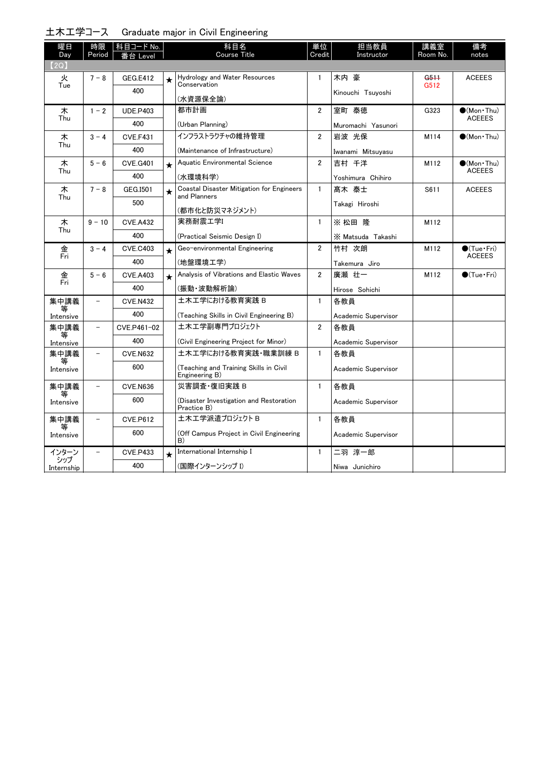## 土木工学コース　Graduate major in Civil Engineering

| 曜日 Day | 時限 Period | 科目コード No. / 番台 Level | | 科目名 Course Title | 単位 Credit | 担当教員 Instructor | 講義室 Room No. | 備考 notes |
|---|---|---|---|---|---|---|---|---|
| 【2Q】 | | | | | | | | |
| 火 Tue | 7－8 | GEG.E412 / 400 | ★ | Hydrology and Water Resources Conservation (水資源保全論) | 1 | 木内 豪 Kinouchi Tsuyoshi | ~~G511~~ G512 | ACEEES |
| 木 Thu | 1－2 | UDE.P403 / 400 | | 都市計画 (Urban Planning) | 2 | 室町 泰徳 Muromachi Yasunori | G323 | ●(Mon・Thu) ACEEES |
| 木 Thu | 3－4 | CVE.F431 / 400 | | インフラストラクチャの維持管理 (Maintenance of Infrastructure) | 2 | 岩波 光保 Iwanami Mitsuyasu | M114 | ●(Mon・Thu) |
| 木 Thu | 5－6 | CVE.G401 / 400 | ★ | Aquatic Environmental Science (水環境科学) | 2 | 吉村 千洋 Yoshimura Chihiro | M112 | ●(Mon・Thu) ACEEES |
| 木 Thu | 7－8 | GEG.I501 / 500 | ★ | Coastal Disaster Mitigation for Engineers and Planners (都市化と防災マネジメント) | 1 | 髙木 泰士 Takagi Hiroshi | S611 | ACEEES |
| 木 Thu | 9－10 | CVE.A432 / 400 | | 実務耐震工学I (Practical Seismic Design I) | 1 | ※ 松田 隆 ※ Matsuda Takashi | M112 | |
| 金 Fri | 3－4 | CVE.C403 / 400 | ★ | Geo-environmental Engineering (地盤環境工学) | 2 | 竹村 次朗 Takemura Jiro | M112 | ●(Tue・Fri) ACEEES |
| 金 Fri | 5－6 | CVE.A403 / 400 | ★ | Analysis of Vibrations and Elastic Waves (振動・波動解析論) | 2 | 廣瀬 壮一 Hirose Sohichi | M112 | ●(Tue・Fri) |
| 集中講義等 Intensive | － | CVE.N432 / 400 | | 土木工学における教育実践 B (Teaching Skills in Civil Engineering B) | 1 | 各教員 Academic Supervisor | | |
| 集中講義等 Intensive | － | CVE.P461-02 / 400 | | 土木工学副専門プロジェクト (Civil Engineering Project for Minor) | 2 | 各教員 Academic Supervisor | | |
| 集中講義等 Intensive | － | CVE.N632 / 600 | | 土木工学における教育実践・職業訓練 B (Teaching and Training Skills in Civil Engineering B) | 1 | 各教員 Academic Supervisor | | |
| 集中講義等 Intensive | － | CVE.N636 / 600 | | 災害調査・復旧実践 B (Disaster Investigation and Restoration Practice B) | 1 | 各教員 Academic Supervisor | | |
| 集中講義等 Intensive | － | CVE.P612 / 600 | | 土木工学派遣プロジェクト B (Off Campus Project in Civil Engineering B) | 1 | 各教員 Academic Supervisor | | |
| インターンシップ Internship | － | CVE.P433 / 400 | ★ | International Internship I (国際インターンシップ I) | 1 | 二羽 淳一郎 Niwa Junichiro | | |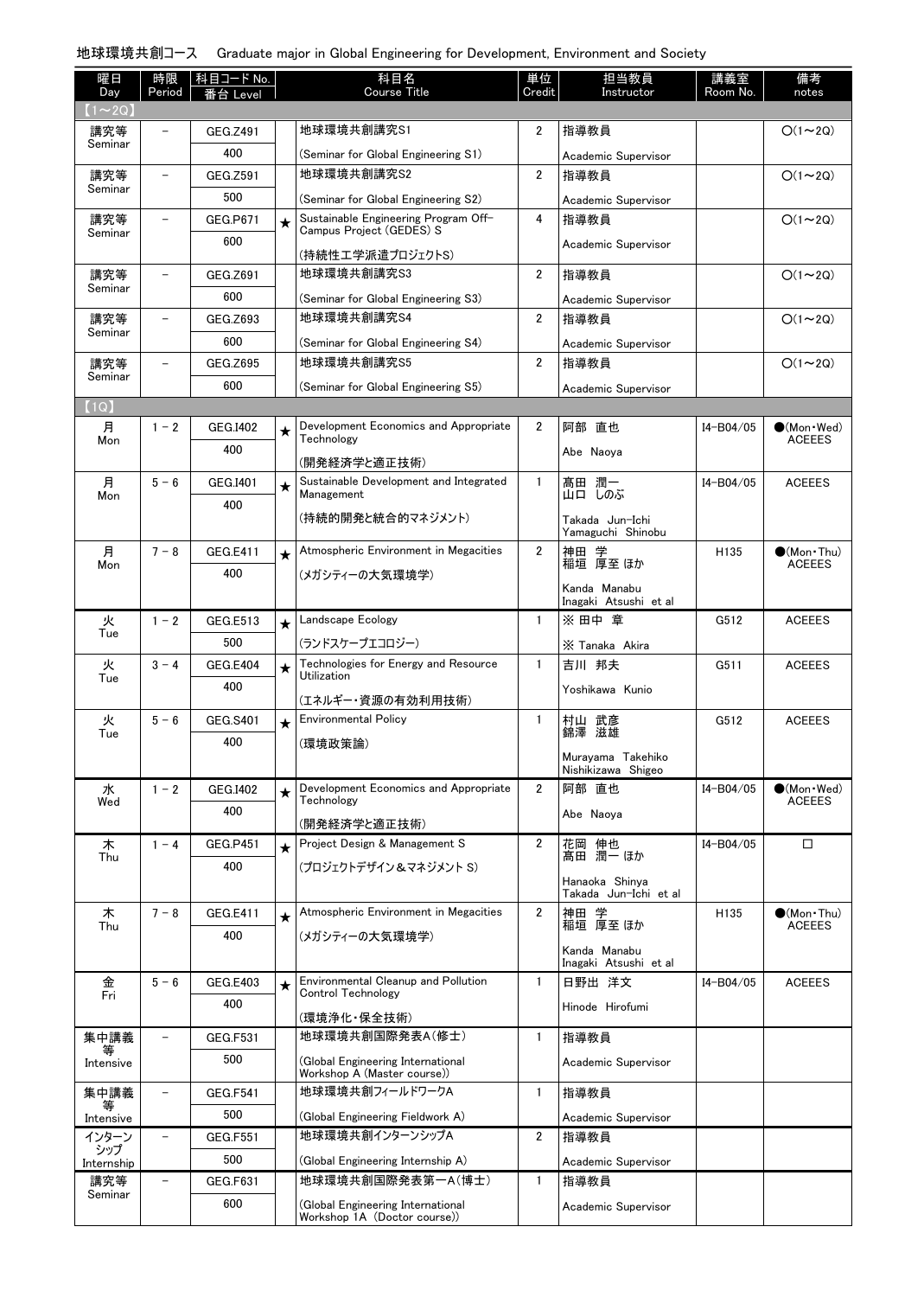地球環境共創コース　Graduate major in Global Engineering for Development, Environment and Society

| 曜日 Day | 時限 Period | 科目コード No. 番台 Level | | 科目名 Course Title | 単位 Credit | 担当教員 Instructor | 講義室 Room No. | 備考 notes |
|---|---|---|---|---|---|---|---|---|
| 【1～2Q】 | | | | | | | | |
| 講究等 Seminar | － | GEG.Z491 400 | | 地球環境共創講究S1 (Seminar for Global Engineering S1) | 2 | 指導教員 Academic Supervisor | | ○(1～2Q) |
| 講究等 Seminar | － | GEG.Z591 500 | | 地球環境共創講究S2 (Seminar for Global Engineering S2) | 2 | 指導教員 Academic Supervisor | | ○(1～2Q) |
| 講究等 Seminar | － | GEG.P671 600 | ★ | Sustainable Engineering Program Off-Campus Project (GEDES) S (持続性工学派遣プロジェクトS) | 4 | 指導教員 Academic Supervisor | | ○(1～2Q) |
| 講究等 Seminar | － | GEG.Z691 600 | | 地球環境共創講究S3 (Seminar for Global Engineering S3) | 2 | 指導教員 Academic Supervisor | | ○(1～2Q) |
| 講究等 Seminar | － | GEG.Z693 600 | | 地球環境共創講究S4 (Seminar for Global Engineering S4) | 2 | 指導教員 Academic Supervisor | | ○(1～2Q) |
| 講究等 Seminar | － | GEG.Z695 600 | | 地球環境共創講究S5 (Seminar for Global Engineering S5) | 2 | 指導教員 Academic Supervisor | | ○(1～2Q) |
| 【1Q】 | | | | | | | | |
| 月 Mon | 1－2 | GEG.I402 400 | ★ | Development Economics and Appropriate Technology (開発経済学と適正技術) | 2 | 阿部 直也 Abe Naoya | I4-B04/05 | ●(Mon・Wed) ACEEES |
| 月 Mon | 5－6 | GEG.I401 400 | ★ | Sustainable Development and Integrated Management (持続的開発と統合的マネジメント) | 1 | 髙田 潤一 山口 しのぶ Takada Jun-Ichi Yamaguchi Shinobu | I4-B04/05 | ACEEES |
| 月 Mon | 7－8 | GEG.E411 400 | ★ | Atmospheric Environment in Megacities (メガシティーの大気環境学) | 2 | 神田 学 稲垣 厚至 ほか Kanda Manabu Inagaki Atsushi et al | H135 | ●(Mon・Thu) ACEEES |
| 火 Tue | 1－2 | GEG.E513 500 | ★ | Landscape Ecology (ランドスケープエコロジー) | 1 | ※ 田中 章 ※ Tanaka Akira | G512 | ACEEES |
| 火 Tue | 3－4 | GEG.E404 400 | ★ | Technologies for Energy and Resource Utilization (エネルギー・資源の有効利用技術) | 1 | 吉川 邦夫 Yoshikawa Kunio | G511 | ACEEES |
| 火 Tue | 5－6 | GEG.S401 400 | ★ | Environmental Policy (環境政策論) | 1 | 村山 武彦 錦澤 滋雄 Murayama Takehiko Nishikizawa Shigeo | G512 | ACEEES |
| 水 Wed | 1－2 | GEG.I402 400 | ★ | Development Economics and Appropriate Technology (開発経済学と適正技術) | 2 | 阿部 直也 Abe Naoya | I4-B04/05 | ●(Mon・Wed) ACEEES |
| 木 Thu | 1－4 | GEG.P451 400 | ★ | Project Design & Management S (プロジェクトデザイン＆マネジメント S) | 2 | 花岡 伸也 髙田 潤一 ほか Hanaoka Shinya Takada Jun-Ichi et al | I4-B04/05 | □ |
| 木 Thu | 7－8 | GEG.E411 400 | ★ | Atmospheric Environment in Megacities (メガシティーの大気環境学) | 2 | 神田 学 稲垣 厚至 ほか Kanda Manabu Inagaki Atsushi et al | H135 | ●(Mon・Thu) ACEEES |
| 金 Fri | 5－6 | GEG.E403 400 | ★ | Environmental Cleanup and Pollution Control Technology (環境浄化・保全技術) | 1 | 日野出 洋文 Hinode Hirofumi | I4-B04/05 | ACEEES |
| 集中講義等 Intensive | － | GEG.F531 500 | | 地球環境共創国際発表A(修士) (Global Engineering International Workshop A (Master course)) | 1 | 指導教員 Academic Supervisor | | |
| 集中講義等 Intensive | － | GEG.F541 500 | | 地球環境共創フィールドワークA (Global Engineering Fieldwork A) | 1 | 指導教員 Academic Supervisor | | |
| インターンシップ Internship | － | GEG.F551 500 | | 地球環境共創インターンシップA (Global Engineering Internship A) | 2 | 指導教員 Academic Supervisor | | |
| 講究等 Seminar | － | GEG.F631 600 | | 地球環境共創国際発表第一A(博士) (Global Engineering International Workshop 1A (Doctor course)) | 1 | 指導教員 Academic Supervisor | | |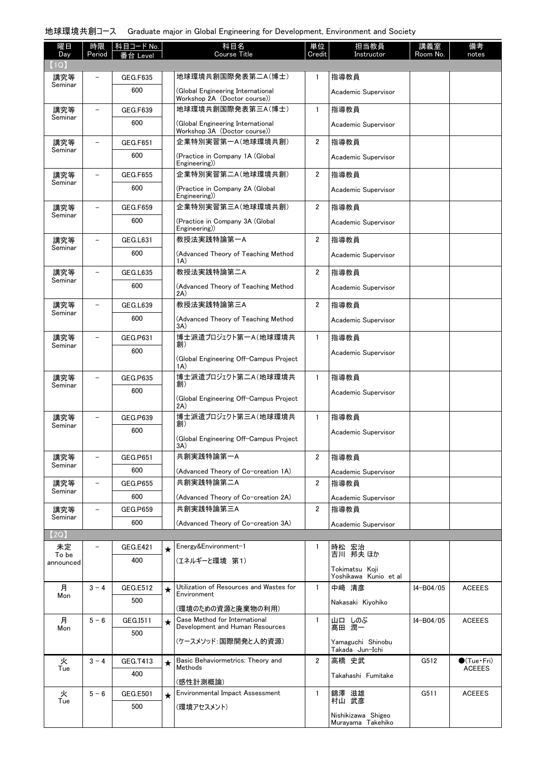地球環境共創コース　Graduate major in Global Engineering for Development, Environment and Society

| 曜日 Day | 時限 Period | 科目コード No. 番台 Level | | 科目名 Course Title | 単位 Credit | 担当教員 Instructor | 講義室 Room No. | 備考 notes |
|---|---|---|---|---|---|---|---|---|
| 【1Q】 | | | | | | | | |
| 講究等 Seminar | － | GEG.F635 600 | | 地球環境共創国際発表第二A(博士) (Global Engineering International Workshop 2A (Doctor course)) | 1 | 指導教員 Academic Supervisor | | |
| 講究等 Seminar | － | GEG.F639 600 | | 地球環境共創国際発表第三A(博士) (Global Engineering International Workshop 3A (Doctor course)) | 1 | 指導教員 Academic Supervisor | | |
| 講究等 Seminar | － | GEG.F651 600 | | 企業特別実習第一A(地球環境共創) (Practice in Company 1A (Global Engineering)) | 2 | 指導教員 Academic Supervisor | | |
| 講究等 Seminar | － | GEG.F655 600 | | 企業特別実習第二A(地球環境共創) (Practice in Company 2A (Global Engineering)) | 2 | 指導教員 Academic Supervisor | | |
| 講究等 Seminar | － | GEG.F659 600 | | 企業特別実習第三A(地球環境共創) (Practice in Company 3A (Global Engineering)) | 2 | 指導教員 Academic Supervisor | | |
| 講究等 Seminar | － | GEG.L631 600 | | 教授法実践特論第一A (Advanced Theory of Teaching Method 1A) | 2 | 指導教員 Academic Supervisor | | |
| 講究等 Seminar | － | GEG.L635 600 | | 教授法実践特論第二A (Advanced Theory of Teaching Method 2A) | 2 | 指導教員 Academic Supervisor | | |
| 講究等 Seminar | － | GEG.L639 600 | | 教授法実践特論第三A (Advanced Theory of Teaching Method 3A) | 2 | 指導教員 Academic Supervisor | | |
| 講究等 Seminar | － | GEG.P631 600 | | 博士派遣プロジェクト第一A(地球環境共創) (Global Engineering Off-Campus Project 1A) | 1 | 指導教員 Academic Supervisor | | |
| 講究等 Seminar | － | GEG.P635 600 | | 博士派遣プロジェクト第二A(地球環境共創) (Global Engineering Off-Campus Project 2A) | 1 | 指導教員 Academic Supervisor | | |
| 講究等 Seminar | － | GEG.P639 600 | | 博士派遣プロジェクト第三A(地球環境共創) (Global Engineering Off-Campus Project 3A) | 1 | 指導教員 Academic Supervisor | | |
| 講究等 Seminar | － | GEG.P651 600 | | 共創実践特論第一A (Advanced Theory of Co-creation 1A) | 2 | 指導教員 Academic Supervisor | | |
| 講究等 Seminar | － | GEG.P655 600 | | 共創実践特論第二A (Advanced Theory of Co-creation 2A) | 2 | 指導教員 Academic Supervisor | | |
| 講究等 Seminar | － | GEG.P659 600 | | 共創実践特論第三A (Advanced Theory of Co-creation 3A) | 2 | 指導教員 Academic Supervisor | | |
| 【2Q】 | | | | | | | | |
| 未定 To be announced | － | GEG.E421 400 | ★ | Energy&Environment-1 (エネルギーと環境　第1) | 1 | 時松 宏治 吉川 邦夫 ほか Tokimatsu Koji Yoshikawa Kunio et al | | |
| 月 Mon | 3－4 | GEG.E512 500 | ★ | Utilization of Resources and Wastes for Environment (環境のための資源と廃棄物の利用) | 1 | 中崎 清彦 Nakasaki Kiyohiko | I4-B04/05 | ACEEES |
| 月 Mon | 5－6 | GEG.I511 500 | ★ | Case Method for International Development and Human Resources (ケースメソッド：国際開発と人的資源) | 1 | 山口 しのぶ 高田 潤一 Yamaguchi Shinobu Takada Jun-Ichi | I4-B04/05 | ACEEES |
| 火 Tue | 3－4 | GEG.T413 400 | ★ | Basic Behaviormetrics: Theory and Methods (感性計測概論) | 2 | 高橋 史武 Takahashi Fumitake | G512 | ●(Tue・Fri) ACEEES |
| 火 Tue | 5－6 | GEG.E501 500 | ★ | Environmental Impact Assessment (環境アセスメント) | 1 | 錦澤 滋雄 村山 武彦 Nishikizawa Shigeo Murayama Takehiko | G511 | ACEEES |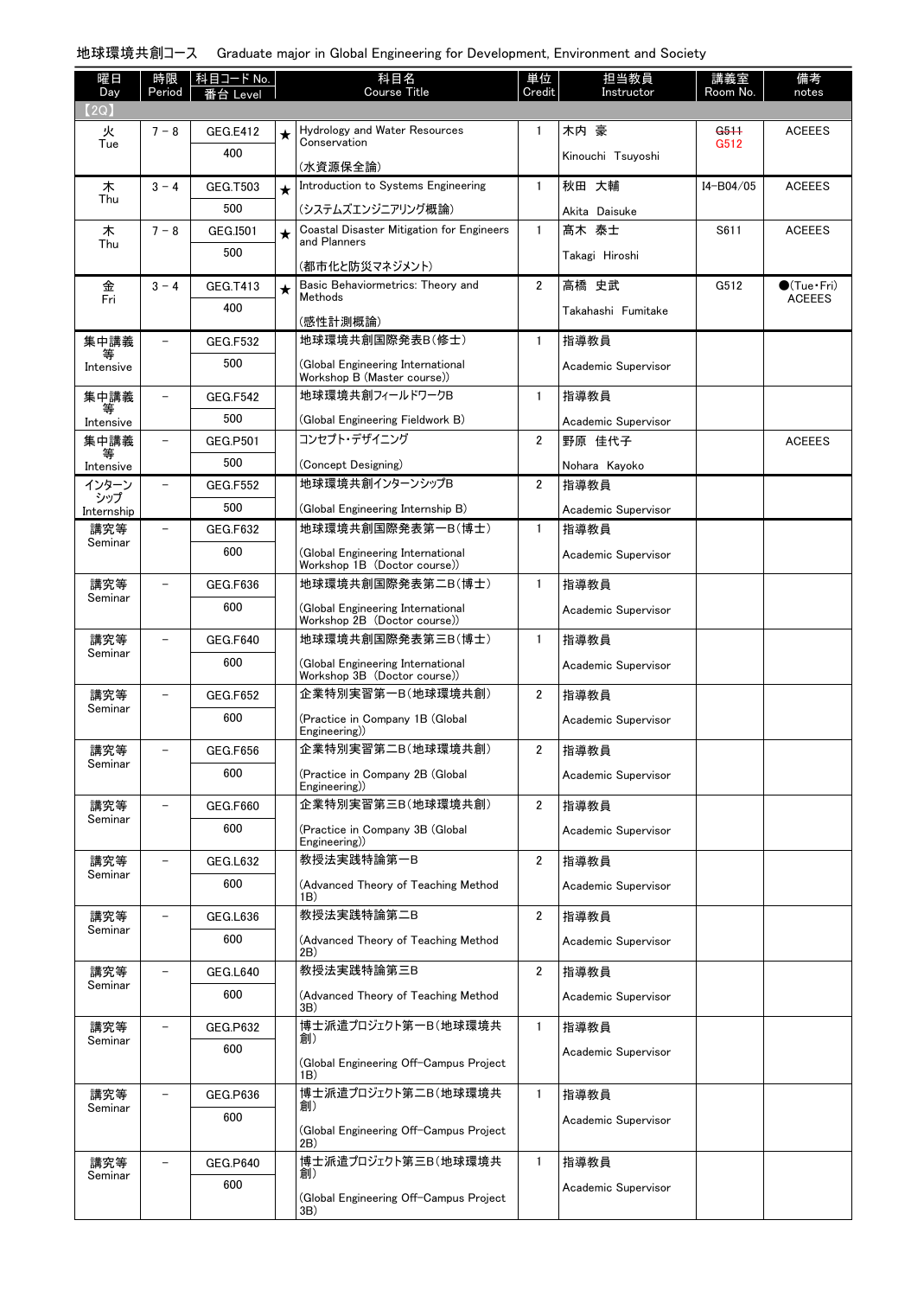地球環境共創コース　Graduate major in Global Engineering for Development, Environment and Society

| 曜日 Day | 時限 Period | 科目コード No. 番台 Level | | 科目名 Course Title | 単位 Credit | 担当教員 Instructor | 講義室 Room No. | 備考 notes |
|---|---|---|---|---|---|---|---|---|
| 【2Q】 | | | | | | | | |
| 火 Tue | 7－8 | GEG.E412 400 | ★ | Hydrology and Water Resources Conservation (水資源保全論) | 1 | 木内 豪 Kinouchi Tsuyoshi | ~~G511~~ G512 | ACEEES |
| 木 Thu | 3－4 | GEG.T503 500 | ★ | Introduction to Systems Engineering (システムズエンジニアリング概論) | 1 | 秋田 大輔 Akita Daisuke | I4-B04/05 | ACEEES |
| 木 Thu | 7－8 | GEG.I501 500 | ★ | Coastal Disaster Mitigation for Engineers and Planners (都市化と防災マネジメント) | 1 | 髙木 泰士 Takagi Hiroshi | S611 | ACEEES |
| 金 Fri | 3－4 | GEG.T413 400 | ★ | Basic Behaviormetrics: Theory and Methods (感性計測概論) | 2 | 高橋 史武 Takahashi Fumitake | G512 | ●(Tue・Fri) ACEEES |
| 集中講義等 Intensive | － | GEG.F532 500 | | 地球環境共創国際発表B(修士) (Global Engineering International Workshop B (Master course)) | 1 | 指導教員 Academic Supervisor | | |
| 集中講義等 Intensive | － | GEG.F542 500 | | 地球環境共創フィールドワークB (Global Engineering Fieldwork B) | 1 | 指導教員 Academic Supervisor | | |
| 集中講義等 Intensive | － | GEG.P501 500 | | コンセプト・デザイニング (Concept Designing) | 2 | 野原 佳代子 Nohara Kayoko | | ACEEES |
| インターンシップ Internship | － | GEG.F552 500 | | 地球環境共創インターンシップB (Global Engineering Internship B) | 2 | 指導教員 Academic Supervisor | | |
| 講究等 Seminar | － | GEG.F632 600 | | 地球環境共創国際発表第一B(博士) (Global Engineering International Workshop 1B (Doctor course)) | 1 | 指導教員 Academic Supervisor | | |
| 講究等 Seminar | － | GEG.F636 600 | | 地球環境共創国際発表第二B(博士) (Global Engineering International Workshop 2B (Doctor course)) | 1 | 指導教員 Academic Supervisor | | |
| 講究等 Seminar | － | GEG.F640 600 | | 地球環境共創国際発表第三B(博士) (Global Engineering International Workshop 3B (Doctor course)) | 1 | 指導教員 Academic Supervisor | | |
| 講究等 Seminar | － | GEG.F652 600 | | 企業特別実習第一B(地球環境共創) (Practice in Company 1B (Global Engineering)) | 2 | 指導教員 Academic Supervisor | | |
| 講究等 Seminar | － | GEG.F656 600 | | 企業特別実習第二B(地球環境共創) (Practice in Company 2B (Global Engineering)) | 2 | 指導教員 Academic Supervisor | | |
| 講究等 Seminar | － | GEG.F660 600 | | 企業特別実習第三B(地球環境共創) (Practice in Company 3B (Global Engineering)) | 2 | 指導教員 Academic Supervisor | | |
| 講究等 Seminar | － | GEG.L632 600 | | 教授法実践特論第一B (Advanced Theory of Teaching Method 1B) | 2 | 指導教員 Academic Supervisor | | |
| 講究等 Seminar | － | GEG.L636 600 | | 教授法実践特論第二B (Advanced Theory of Teaching Method 2B) | 2 | 指導教員 Academic Supervisor | | |
| 講究等 Seminar | － | GEG.L640 600 | | 教授法実践特論第三B (Advanced Theory of Teaching Method 3B) | 2 | 指導教員 Academic Supervisor | | |
| 講究等 Seminar | － | GEG.P632 600 | | 博士派遣プロジェクト第一B(地球環境共創) (Global Engineering Off-Campus Project 1B) | 1 | 指導教員 Academic Supervisor | | |
| 講究等 Seminar | － | GEG.P636 600 | | 博士派遣プロジェクト第二B(地球環境共創) (Global Engineering Off-Campus Project 2B) | 1 | 指導教員 Academic Supervisor | | |
| 講究等 Seminar | － | GEG.P640 600 | | 博士派遣プロジェクト第三B(地球環境共創) (Global Engineering Off-Campus Project 3B) | 1 | 指導教員 Academic Supervisor | | |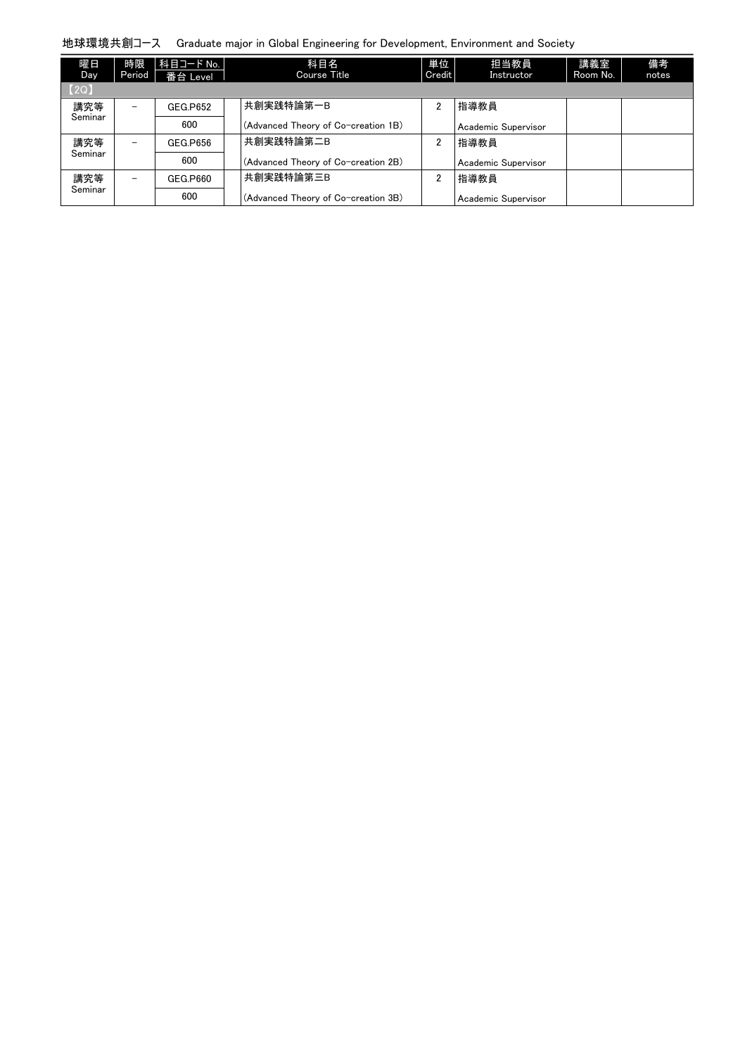地球環境共創コース　Graduate major in Global Engineering for Development, Environment and Society

| 曜日 Day | 時限 Period | 科目コード No. 番台 Level | 科目名 Course Title | 単位 Credit | 担当教員 Instructor | 講義室 Room No. | 備考 notes |
|---|---|---|---|---|---|---|---|
| 【2Q】 | | | | | | | |
| 講究等 Seminar | － | GEG.P652 600 | 共創実践特論第一B (Advanced Theory of Co-creation 1B) | 2 | 指導教員 Academic Supervisor | | |
| 講究等 Seminar | － | GEG.P656 600 | 共創実践特論第二B (Advanced Theory of Co-creation 2B) | 2 | 指導教員 Academic Supervisor | | |
| 講究等 Seminar | － | GEG.P660 600 | 共創実践特論第三B (Advanced Theory of Co-creation 3B) | 2 | 指導教員 Academic Supervisor | | |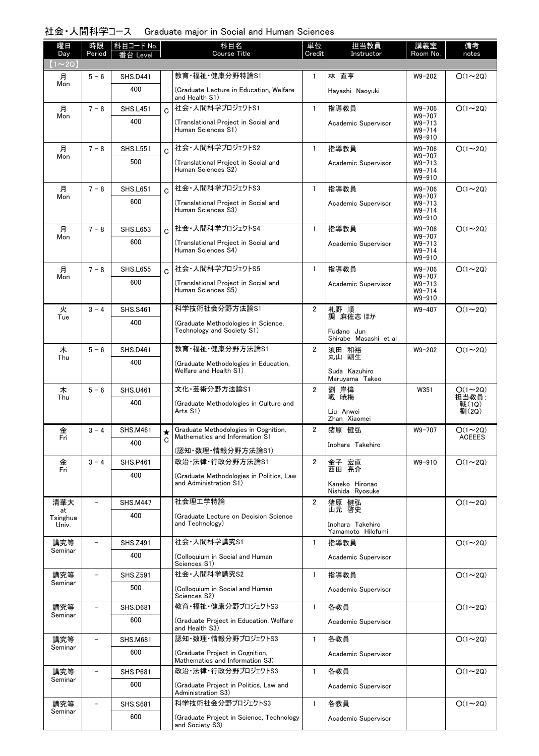## 社会・人間科学コース　Graduate major in Social and Human Sciences

| 曜日 Day | 時限 Period | 科目コード No. 番台 Level | | 科目名 Course Title | 単位 Credit | 担当教員 Instructor | 講義室 Room No. | 備考 notes |
|---|---|---|---|---|---|---|---|---|
| 【1～2Q】 | | | | | | | | |
| 月 Mon | 5－6 | SHS.D441 400 | | 教育・福祉・健康分野特論S1 (Graduate Lecture in Education, Welfare and Health S1) | 1 | 林 直亨 Hayashi Naoyuki | W9-202 | ○(1～2Q) |
| 月 Mon | 7－8 | SHS.L451 400 | C | 社会・人間科学プロジェクトS1 (Translational Project in Social and Human Sciences S1) | 1 | 指導教員 Academic Supervisor | W9-706 W9-707 W9-713 W9-714 W9-910 | ○(1～2Q) |
| 月 Mon | 7－8 | SHS.L551 500 | C | 社会・人間科学プロジェクトS2 (Translational Project in Social and Human Sciences S2) | 1 | 指導教員 Academic Supervisor | W9-706 W9-707 W9-713 W9-714 W9-910 | ○(1～2Q) |
| 月 Mon | 7－8 | SHS.L651 600 | C | 社会・人間科学プロジェクトS3 (Translational Project in Social and Human Sciences S3) | 1 | 指導教員 Academic Supervisor | W9-706 W9-707 W9-713 W9-714 W9-910 | ○(1～2Q) |
| 月 Mon | 7－8 | SHS.L653 600 | C | 社会・人間科学プロジェクトS4 (Translational Project in Social and Human Sciences S4) | 1 | 指導教員 Academic Supervisor | W9-706 W9-707 W9-713 W9-714 W9-910 | ○(1～2Q) |
| 月 Mon | 7－8 | SHS.L655 600 | C | 社会・人間科学プロジェクトS5 (Translational Project in Social and Human Sciences S5) | 1 | 指導教員 Academic Supervisor | W9-706 W9-707 W9-713 W9-714 W9-910 | ○(1～2Q) |
| 火 Tue | 3－4 | SHS.S461 400 | | 科学技術社会分野方法論S1 (Graduate Methodologies in Science, Technology and Society S1) | 2 | 札野 順 調 麻佐志 ほか Fudano Jun Shirabe Masashi et al | W9-407 | ○(1～2Q) |
| 木 Thu | 5－6 | SHS.D461 400 | | 教育・福祉・健康分野方法論S1 (Graduate Methodologies in Education, Welfare and Health S1) | 2 | 須田 和裕 丸山 剛生 Suda Kazuhiro Maruyama Takeo | W9-202 | ○(1～2Q) |
| 木 Thu | 5－6 | SHS.U461 400 | | 文化・芸術分野方法論S1 (Graduate Methodologies in Culture and Arts S1) | 2 | 劉 岸偉 戦 暁梅 Liu Anwei Zhan Xiaomei | W351 | ○(1～2Q) 担当教員: 戦(1Q) 劉(2Q) |
| 金 Fri | 3－4 | SHS.M461 400 | ★ C | Graduate Methodologies in Cognition, Mathematics and Information S1 (認知・数理・情報分野方法論S1) | 2 | 猪原 健弘 Inohara Takehiro | W9-707 | ○(1～2Q) ACEEES |
| 金 Fri | 3－4 | SHS.P461 400 | | 政治・法律・行政分野方法論S1 (Graduate Methodologies in Politics, Law and Administration S1) | 2 | 金子 宏直 西田 亮介 Kaneko Hironao Nishida Ryosuke | W9-910 | ○(1～2Q) |
| 清華大 at Tsinghua Univ. | － | SHS.M447 400 | | 社会理工学特論 (Graduate Lecture on Decision Science and Technology) | 2 | 猪原 健弘 山元 啓史 Inohara Takehiro Yamamoto Hilofumi | | ○(1～2Q) |
| 講究等 Seminar | － | SHS.Z491 400 | | 社会・人間科学講究S1 (Colloquium in Social and Human Sciences S1) | 1 | 指導教員 Academic Supervisor | | ○(1～2Q) |
| 講究等 Seminar | － | SHS.Z591 500 | | 社会・人間科学講究S2 (Colloquium in Social and Human Sciences S2) | 1 | 指導教員 Academic Supervisor | | ○(1～2Q) |
| 講究等 Seminar | － | SHS.D681 600 | | 教育・福祉・健康分野プロジェクトS3 (Graduate Project in Education, Welfare and Health S3) | 1 | 各教員 Academic Supervisor | | ○(1～2Q) |
| 講究等 Seminar | － | SHS.M681 600 | | 認知・数理・情報分野プロジェクトS3 (Graduate Project in Cognition, Mathematics and Information S3) | 1 | 各教員 Academic Supervisor | | ○(1～2Q) |
| 講究等 Seminar | － | SHS.P681 600 | | 政治・法律・行政分野プロジェクトS3 (Graduate Project in Politics, Law and Administration S3) | 1 | 各教員 Academic Supervisor | | ○(1～2Q) |
| 講究等 Seminar | － | SHS.S681 600 | | 科学技術社会分野プロジェクトS3 (Graduate Project in Science, Technology and Society S3) | 1 | 各教員 Academic Supervisor | | ○(1～2Q) |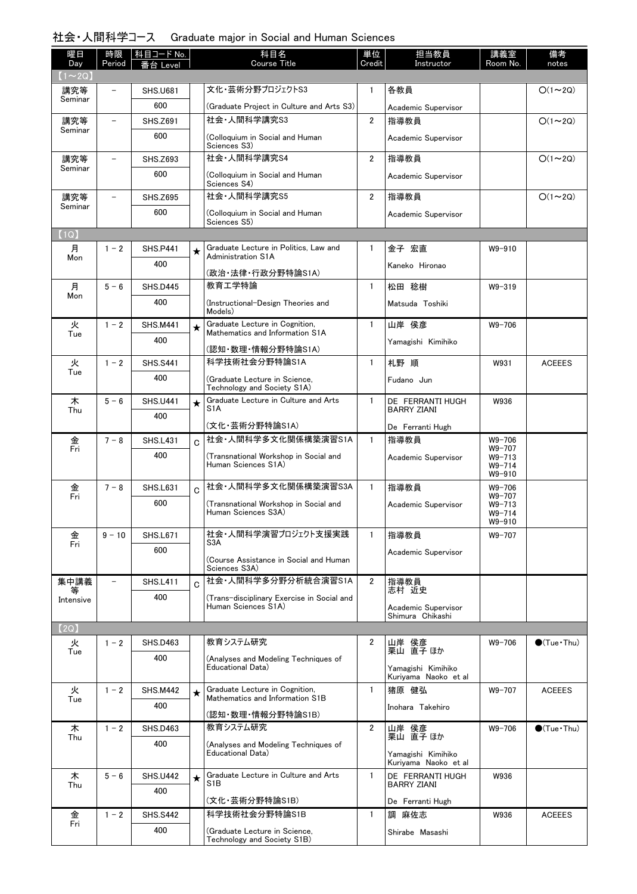## 社会・人間科学コース　Graduate major in Social and Human Sciences

| 曜日 Day | 時限 Period | 科目コード No. 番台 Level | | 科目名 Course Title | 単位 Credit | 担当教員 Instructor | 講義室 Room No. | 備考 notes |
|---|---|---|---|---|---|---|---|---|
| 【1～2Q】 | | | | | | | | |
| 講究等 Seminar | － | SHS.U681 600 | | 文化・芸術分野プロジェクトS3 (Graduate Project in Culture and Arts S3) | 1 | 各教員 Academic Supervisor | | ○(1～2Q) |
| 講究等 Seminar | － | SHS.Z691 600 | | 社会・人間科学講究S3 (Colloquium in Social and Human Sciences S3) | 2 | 指導教員 Academic Supervisor | | ○(1～2Q) |
| 講究等 Seminar | － | SHS.Z693 600 | | 社会・人間科学講究S4 (Colloquium in Social and Human Sciences S4) | 2 | 指導教員 Academic Supervisor | | ○(1～2Q) |
| 講究等 Seminar | － | SHS.Z695 600 | | 社会・人間科学講究S5 (Colloquium in Social and Human Sciences S5) | 2 | 指導教員 Academic Supervisor | | ○(1～2Q) |
| 【1Q】 | | | | | | | | |
| 月 Mon | 1 - 2 | SHS.P441 400 | ★ | Graduate Lecture in Politics, Law and Administration S1A (政治・法律・行政分野特論S1A) | 1 | 金子 宏直 Kaneko Hironao | W9-910 | |
| 月 Mon | 5 - 6 | SHS.D445 400 | | 教育工学特論 (Instructional-Design Theories and Models) | 1 | 松田 稔樹 Matsuda Toshiki | W9-319 | |
| 火 Tue | 1 - 2 | SHS.M441 400 | ★ | Graduate Lecture in Cognition, Mathematics and Information S1A (認知・数理・情報分野特論S1A) | 1 | 山岸 侯彦 Yamagishi Kimihiko | W9-706 | |
| 火 Tue | 1 - 2 | SHS.S441 400 | | 科学技術社会分野特論S1A (Graduate Lecture in Science, Technology and Society S1A) | 1 | 札野 順 Fudano Jun | W931 | ACEEES |
| 木 Thu | 5 - 6 | SHS.U441 400 | ★ | Graduate Lecture in Culture and Arts S1A (文化・芸術分野特論S1A) | 1 | DE FERRANTI HUGH BARRY ZIANI De Ferranti Hugh | W936 | |
| 金 Fri | 7 - 8 | SHS.L431 400 | C | 社会・人間科学多文化関係構築演習S1A (Transnational Workshop in Social and Human Sciences S1A) | 1 | 指導教員 Academic Supervisor | W9-706 W9-707 W9-713 W9-714 W9-910 | |
| 金 Fri | 7 - 8 | SHS.L631 600 | C | 社会・人間科学多文化関係構築演習S3A (Transnational Workshop in Social and Human Sciences S3A) | 1 | 指導教員 Academic Supervisor | W9-706 W9-707 W9-713 W9-714 W9-910 | |
| 金 Fri | 9 - 10 | SHS.L671 600 | | 社会・人間科学演習プロジェクト支援実践S3A (Course Assistance in Social and Human Sciences S3A) | 1 | 指導教員 Academic Supervisor | W9-707 | |
| 集中講義等 Intensive | － | SHS.L411 400 | C | 社会・人間科学多分野分析統合演習S1A (Trans-disciplinary Exercise in Social and Human Sciences S1A) | 2 | 指導教員 志村 近史 Academic Supervisor Shimura Chikashi | | |
| 【2Q】 | | | | | | | | |
| 火 Tue | 1 - 2 | SHS.D463 400 | | 教育システム研究 (Analyses and Modeling Techniques of Educational Data) | 2 | 山岸 侯彦 栗山 直子 ほか Yamagishi Kimihiko Kuriyama Naoko et al | W9-706 | ●(Tue・Thu) |
| 火 Tue | 1 - 2 | SHS.M442 400 | ★ | Graduate Lecture in Cognition, Mathematics and Information S1B (認知・数理・情報分野特論S1B) | 1 | 猪原 健弘 Inohara Takehiro | W9-707 | ACEEES |
| 木 Thu | 1 - 2 | SHS.D463 400 | | 教育システム研究 (Analyses and Modeling Techniques of Educational Data) | 2 | 山岸 侯彦 栗山 直子 ほか Yamagishi Kimihiko Kuriyama Naoko et al | W9-706 | ●(Tue・Thu) |
| 木 Thu | 5 - 6 | SHS.U442 400 | ★ | Graduate Lecture in Culture and Arts S1B (文化・芸術分野特論S1B) | 1 | DE FERRANTI HUGH BARRY ZIANI De Ferranti Hugh | W936 | |
| 金 Fri | 1 - 2 | SHS.S442 400 | | 科学技術社会分野特論S1B (Graduate Lecture in Science, Technology and Society S1B) | 1 | 調 麻佐志 Shirabe Masashi | W936 | ACEEES |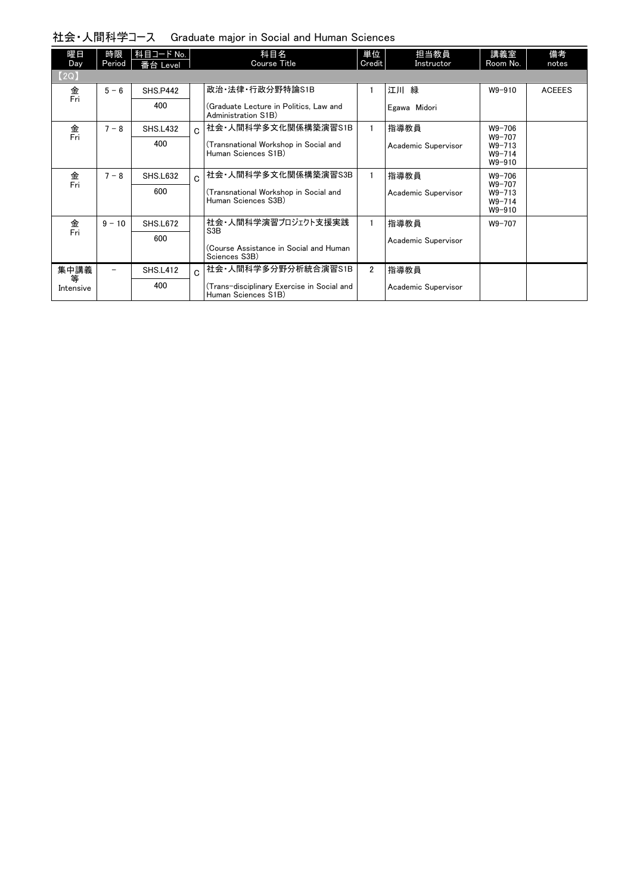## 社会・人間科学コース　Graduate major in Social and Human Sciences

| 曜日 Day | 時限 Period | 科目コード No. 番台 Level | | 科目名 Course Title | 単位 Credit | 担当教員 Instructor | 講義室 Room No. | 備考 notes |
|---|---|---|---|---|---|---|---|---|
| 【2Q】 | | | | | | | | |
| 金 Fri | 5 － 6 | SHS.P442<br>400 | | 政治・法律・行政分野特論S1B<br>(Graduate Lecture in Politics, Law and Administration S1B) | 1 | 江川 緑<br>Egawa Midori | W9-910 | ACEEES |
| 金 Fri | 7 － 8 | SHS.L432<br>400 | C | 社会・人間科学多文化関係構築演習S1B<br>(Transnational Workshop in Social and Human Sciences S1B) | 1 | 指導教員<br>Academic Supervisor | W9-706<br>W9-707<br>W9-713<br>W9-714<br>W9-910 | |
| 金 Fri | 7 － 8 | SHS.L632<br>600 | C | 社会・人間科学多文化関係構築演習S3B<br>(Transnational Workshop in Social and Human Sciences S3B) | 1 | 指導教員<br>Academic Supervisor | W9-706<br>W9-707<br>W9-713<br>W9-714<br>W9-910 | |
| 金 Fri | 9 － 10 | SHS.L672<br>600 | | 社会・人間科学演習プロジェクト支援実践S3B<br>(Course Assistance in Social and Human Sciences S3B) | 1 | 指導教員<br>Academic Supervisor | W9-707 | |
| 集中講義等 Intensive | － | SHS.L412<br>400 | C | 社会・人間科学多分野分析統合演習S1B<br>(Trans-disciplinary Exercise in Social and Human Sciences S1B) | 2 | 指導教員<br>Academic Supervisor | | |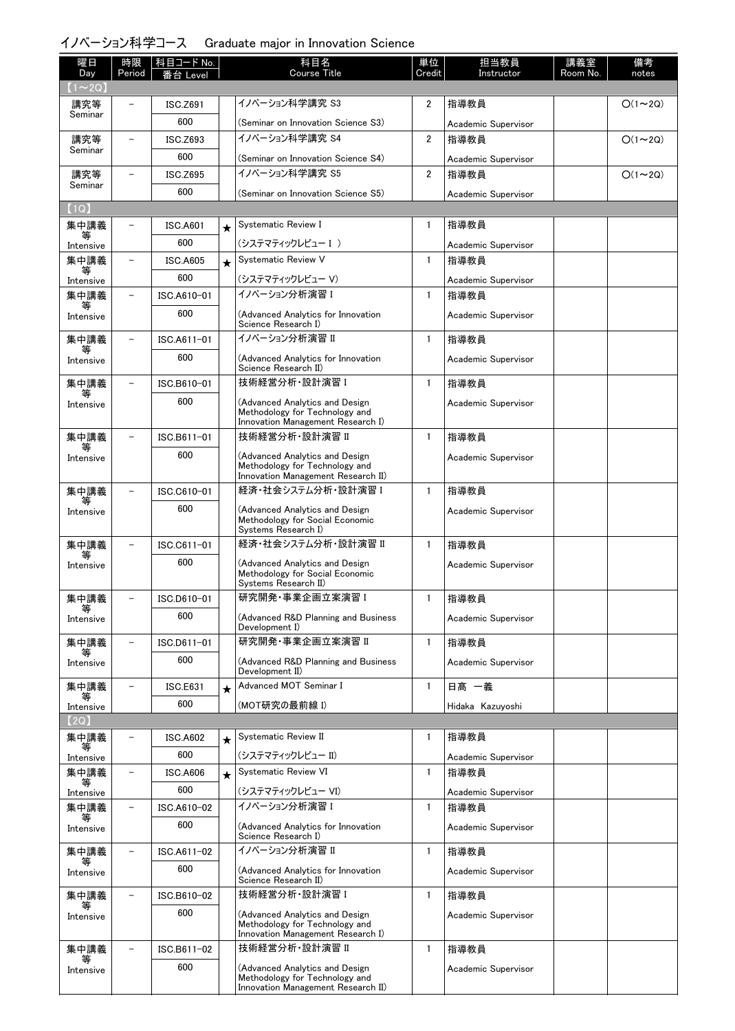## イノベーション科学コース　Graduate major in Innovation Science

| 曜日 Day | 時限 Period | 科目コード No. 番台 Level | | 科目名 Course Title | 単位 Credit | 担当教員 Instructor | 講義室 Room No. | 備考 notes |
|---|---|---|---|---|---|---|---|---|
| 【1～2Q】 | | | | | | | | |
| 講究等 Seminar | － | ISC.Z691 600 | | イノベーション科学講究 S3 (Seminar on Innovation Science S3) | 2 | 指導教員 Academic Supervisor | | ○(1～2Q) |
| 講究等 Seminar | － | ISC.Z693 600 | | イノベーション科学講究 S4 (Seminar on Innovation Science S4) | 2 | 指導教員 Academic Supervisor | | ○(1～2Q) |
| 講究等 Seminar | － | ISC.Z695 600 | | イノベーション科学講究 S5 (Seminar on Innovation Science S5) | 2 | 指導教員 Academic Supervisor | | ○(1～2Q) |
| 【1Q】 | | | | | | | | |
| 集中講義等 Intensive | － | ISC.A601 600 | ★ | Systematic Review I (システマティックレビュー I ) | 1 | 指導教員 Academic Supervisor | | |
| 集中講義等 Intensive | － | ISC.A605 600 | ★ | Systematic Review V (システマティックレビュー V) | 1 | 指導教員 Academic Supervisor | | |
| 集中講義等 Intensive | － | ISC.A610-01 600 | | イノベーション分析演習 I (Advanced Analytics for Innovation Science Research I) | 1 | 指導教員 Academic Supervisor | | |
| 集中講義等 Intensive | － | ISC.A611-01 600 | | イノベーション分析演習 II (Advanced Analytics for Innovation Science Research II) | 1 | 指導教員 Academic Supervisor | | |
| 集中講義等 Intensive | － | ISC.B610-01 600 | | 技術経営分析・設計演習 I (Advanced Analytics and Design Methodology for Technology and Innovation Management Research I) | 1 | 指導教員 Academic Supervisor | | |
| 集中講義等 Intensive | － | ISC.B611-01 600 | | 技術経営分析・設計演習 II (Advanced Analytics and Design Methodology for Technology and Innovation Management Research II) | 1 | 指導教員 Academic Supervisor | | |
| 集中講義等 Intensive | － | ISC.C610-01 600 | | 経済・社会システム分析・設計演習 I (Advanced Analytics and Design Methodology for Social Economic Systems Research I) | 1 | 指導教員 Academic Supervisor | | |
| 集中講義等 Intensive | － | ISC.C611-01 600 | | 経済・社会システム分析・設計演習 II (Advanced Analytics and Design Methodology for Social Economic Systems Research II) | 1 | 指導教員 Academic Supervisor | | |
| 集中講義等 Intensive | － | ISC.D610-01 600 | | 研究開発・事業企画立案演習 I (Advanced R&D Planning and Business Development I) | 1 | 指導教員 Academic Supervisor | | |
| 集中講義等 Intensive | － | ISC.D611-01 600 | | 研究開発・事業企画立案演習 II (Advanced R&D Planning and Business Development II) | 1 | 指導教員 Academic Supervisor | | |
| 集中講義等 Intensive | － | ISC.E631 600 | ★ | Advanced MOT Seminar I (MOT研究の最前線 I) | 1 | 日高 一義 Hidaka Kazuyoshi | | |
| 【2Q】 | | | | | | | | |
| 集中講義等 Intensive | － | ISC.A602 600 | ★ | Systematic Review II (システマティックレビュー II) | 1 | 指導教員 Academic Supervisor | | |
| 集中講義等 Intensive | － | ISC.A606 600 | ★ | Systematic Review VI (システマティックレビュー VI) | 1 | 指導教員 Academic Supervisor | | |
| 集中講義等 Intensive | － | ISC.A610-02 600 | | イノベーション分析演習 I (Advanced Analytics for Innovation Science Research I) | 1 | 指導教員 Academic Supervisor | | |
| 集中講義等 Intensive | － | ISC.A611-02 600 | | イノベーション分析演習 II (Advanced Analytics for Innovation Science Research II) | 1 | 指導教員 Academic Supervisor | | |
| 集中講義等 Intensive | － | ISC.B610-02 600 | | 技術経営分析・設計演習 I (Advanced Analytics and Design Methodology for Technology and Innovation Management Research I) | 1 | 指導教員 Academic Supervisor | | |
| 集中講義等 Intensive | － | ISC.B611-02 600 | | 技術経営分析・設計演習 II (Advanced Analytics and Design Methodology for Technology and Innovation Management Research II) | 1 | 指導教員 Academic Supervisor | | |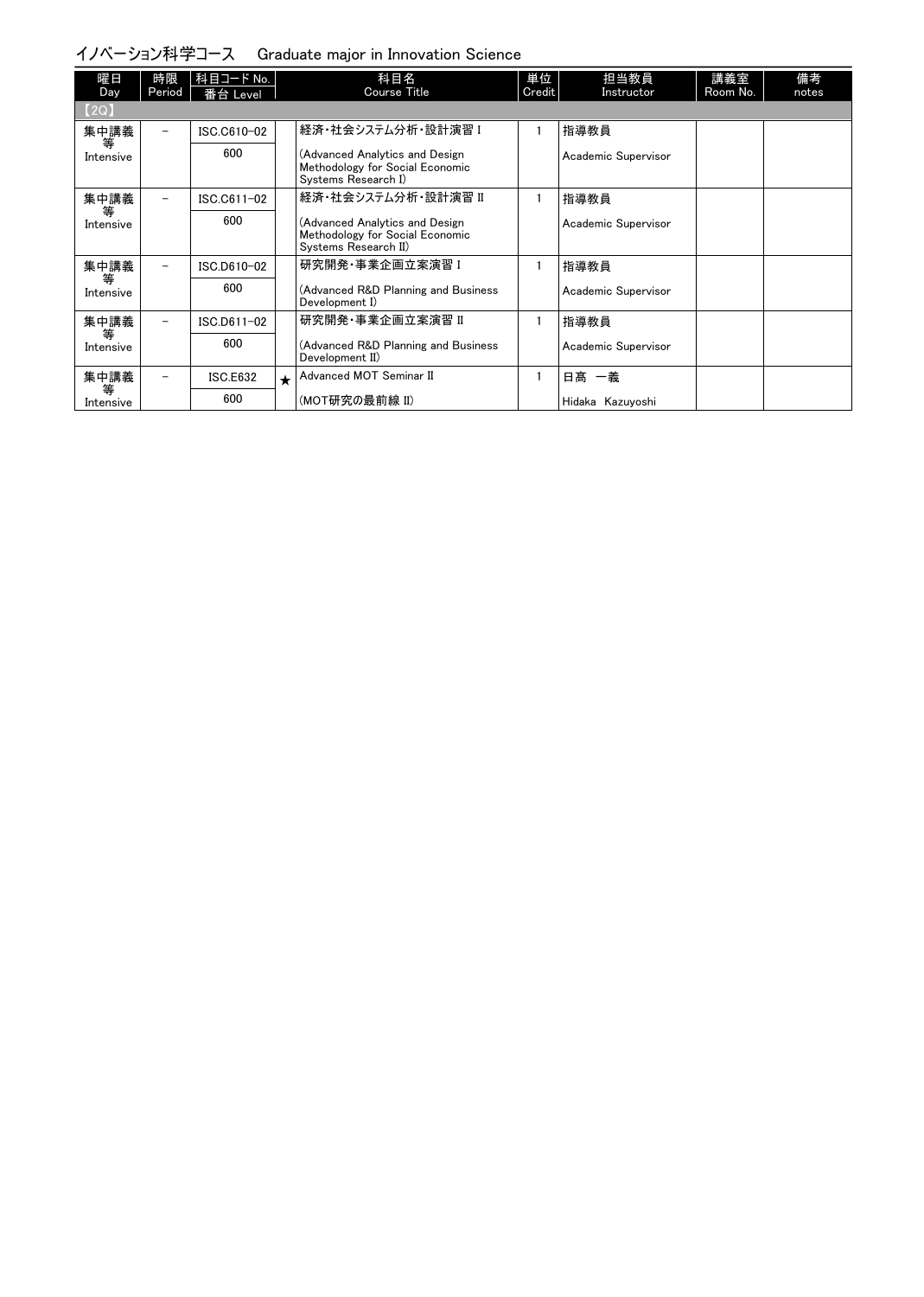## イノベーション科学コース　Graduate major in Innovation Science

| 曜日 Day | 時限 Period | 科目コード No. 番台 Level | | 科目名 Course Title | 単位 Credit | 担当教員 Instructor | 講義室 Room No. | 備考 notes |
|---|---|---|---|---|---|---|---|---|
| 【2Q】 | | | | | | | | |
| 集中講義等 Intensive | － | ISC.C610-02 600 | | 経済・社会システム分析・設計演習 I (Advanced Analytics and Design Methodology for Social Economic Systems Research I) | 1 | 指導教員 Academic Supervisor | | |
| 集中講義等 Intensive | － | ISC.C611-02 600 | | 経済・社会システム分析・設計演習 II (Advanced Analytics and Design Methodology for Social Economic Systems Research II) | 1 | 指導教員 Academic Supervisor | | |
| 集中講義等 Intensive | － | ISC.D610-02 600 | | 研究開発・事業企画立案演習 I (Advanced R&D Planning and Business Development I) | 1 | 指導教員 Academic Supervisor | | |
| 集中講義等 Intensive | － | ISC.D611-02 600 | | 研究開発・事業企画立案演習 II (Advanced R&D Planning and Business Development II) | 1 | 指導教員 Academic Supervisor | | |
| 集中講義等 Intensive | － | ISC.E632 600 | ★ | Advanced MOT Seminar II (MOT研究の最前線 II) | 1 | 日髙 一義 Hidaka Kazuyoshi | | |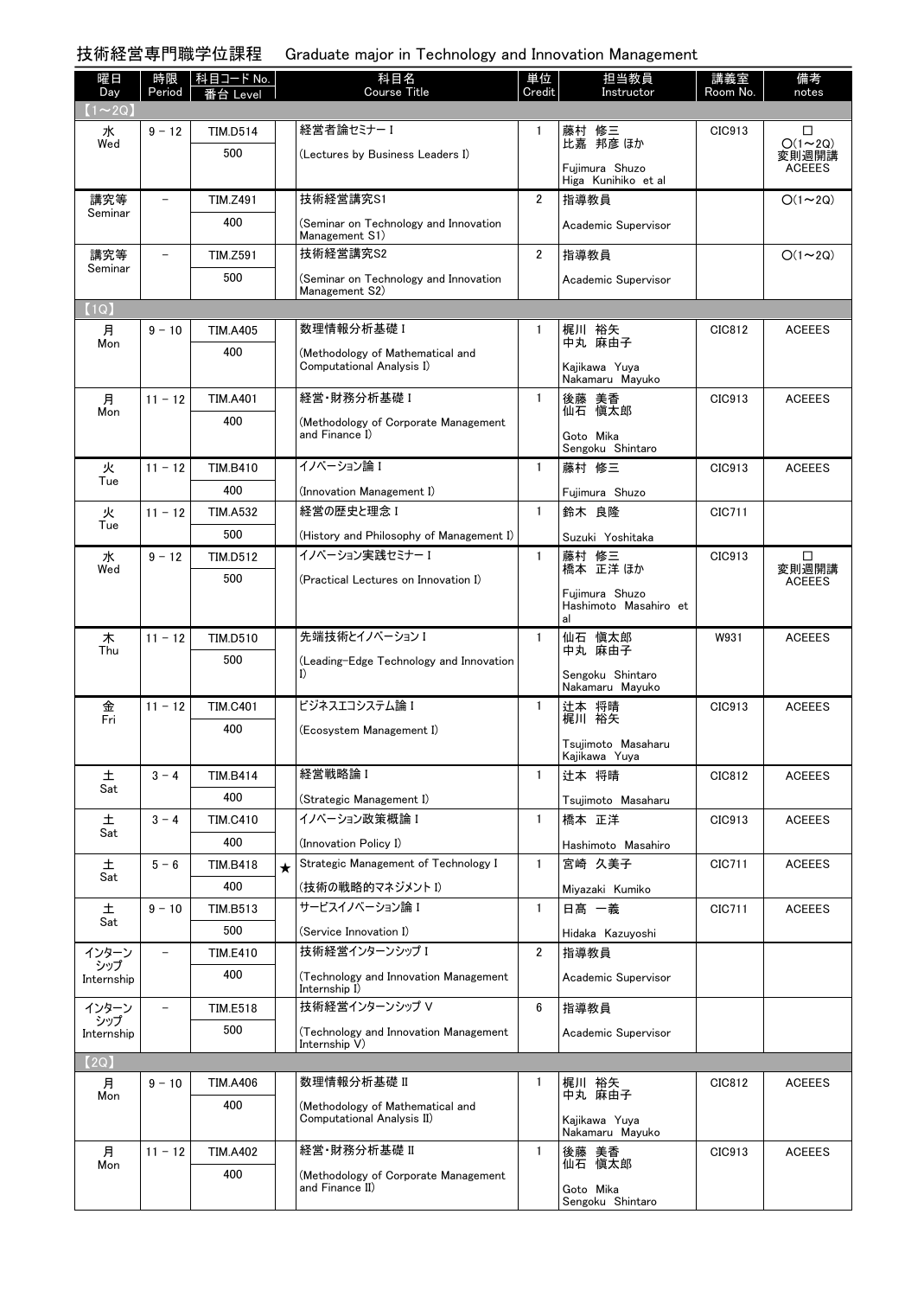## 技術経営専門職学位課程　Graduate major in Technology and Innovation Management

| 曜日 Day | 時限 Period | 科目コード No. 番台 Level | | 科目名 Course Title | 単位 Credit | 担当教員 Instructor | 講義室 Room No. | 備考 notes |
|---|---|---|---|---|---|---|---|---|
| 【1～2Q】 | | | | | | | | |
| 水 Wed | 9 － 12 | TIM.D514<br>500 | | 経営者論セミナーⅠ<br>(Lectures by Business Leaders I) | 1 | 藤村 修三<br>比嘉 邦彦 ほか<br>Fujimura Shuzo<br>Higa Kunihiko et al | CIC913 | □<br>○(1～2Q)<br>変則週開講<br>ACEEES |
| 講究等 Seminar | － | TIM.Z491<br>400 | | 技術経営講究S1<br>(Seminar on Technology and Innovation Management S1) | 2 | 指導教員<br>Academic Supervisor | | ○(1～2Q) |
| 講究等 Seminar | － | TIM.Z591<br>500 | | 技術経営講究S2<br>(Seminar on Technology and Innovation Management S2) | 2 | 指導教員<br>Academic Supervisor | | ○(1～2Q) |
| 【1Q】 | | | | | | | | |
| 月 Mon | 9 － 10 | TIM.A405<br>400 | | 数理情報分析基礎Ⅰ<br>(Methodology of Mathematical and Computational Analysis I) | 1 | 梶川 裕矢<br>中丸 麻由子<br>Kajikawa Yuya<br>Nakamaru Mayuko | CIC812 | ACEEES |
| 月 Mon | 11 － 12 | TIM.A401<br>400 | | 経営・財務分析基礎Ⅰ<br>(Methodology of Corporate Management and Finance I) | 1 | 後藤 美香<br>仙石 慎太郎<br>Goto Mika<br>Sengoku Shintaro | CIC913 | ACEEES |
| 火 Tue | 11 － 12 | TIM.B410<br>400 | | イノベーション論Ⅰ<br>(Innovation Management I) | 1 | 藤村 修三<br>Fujimura Shuzo | CIC913 | ACEEES |
| 火 Tue | 11 － 12 | TIM.A532<br>500 | | 経営の歴史と理念Ⅰ<br>(History and Philosophy of Management I) | 1 | 鈴木 良隆<br>Suzuki Yoshitaka | CIC711 | |
| 水 Wed | 9 － 12 | TIM.D512<br>500 | | イノベーション実践セミナーⅠ<br>(Practical Lectures on Innovation I) | 1 | 藤村 修三<br>橋本 正洋 ほか<br>Fujimura Shuzo<br>Hashimoto Masahiro et al | CIC913 | □<br>変則週開講<br>ACEEES |
| 木 Thu | 11 － 12 | TIM.D510<br>500 | | 先端技術とイノベーションⅠ<br>(Leading-Edge Technology and Innovation I) | 1 | 仙石 慎太郎<br>中丸 麻由子<br>Sengoku Shintaro<br>Nakamaru Mayuko | W931 | ACEEES |
| 金 Fri | 11 － 12 | TIM.C401<br>400 | | ビジネスエコシステム論Ⅰ<br>(Ecosystem Management I) | 1 | 辻本 将晴<br>梶川 裕矢<br>Tsujimoto Masaharu<br>Kajikawa Yuya | CIC913 | ACEEES |
| 土 Sat | 3 － 4 | TIM.B414<br>400 | | 経営戦略論Ⅰ<br>(Strategic Management I) | 1 | 辻本 将晴<br>Tsujimoto Masaharu | CIC812 | ACEEES |
| 土 Sat | 3 － 4 | TIM.C410<br>400 | | イノベーション政策概論Ⅰ<br>(Innovation Policy I) | 1 | 橋本 正洋<br>Hashimoto Masahiro | CIC913 | ACEEES |
| 土 Sat | 5 － 6 | TIM.B418<br>400 | ★ | Strategic Management of Technology I<br>(技術の戦略的マネジメントⅠ) | 1 | 宮崎 久美子<br>Miyazaki Kumiko | CIC711 | ACEEES |
| 土 Sat | 9 － 10 | TIM.B513<br>500 | | サービスイノベーション論Ⅰ<br>(Service Innovation I) | 1 | 日高 一義<br>Hidaka Kazuyoshi | CIC711 | ACEEES |
| インターンシップ Internship | － | TIM.E410<br>400 | | 技術経営インターンシップⅠ<br>(Technology and Innovation Management Internship I) | 2 | 指導教員<br>Academic Supervisor | | |
| インターンシップ Internship | － | TIM.E518<br>500 | | 技術経営インターンシップⅤ<br>(Technology and Innovation Management Internship V) | 6 | 指導教員<br>Academic Supervisor | | |
| 【2Q】 | | | | | | | | |
| 月 Mon | 9 － 10 | TIM.A406<br>400 | | 数理情報分析基礎Ⅱ<br>(Methodology of Mathematical and Computational Analysis II) | 1 | 梶川 裕矢<br>中丸 麻由子<br>Kajikawa Yuya<br>Nakamaru Mayuko | CIC812 | ACEEES |
| 月 Mon | 11 － 12 | TIM.A402<br>400 | | 経営・財務分析基礎Ⅱ<br>(Methodology of Corporate Management and Finance II) | 1 | 後藤 美香<br>仙石 慎太郎<br>Goto Mika<br>Sengoku Shintaro | CIC913 | ACEEES |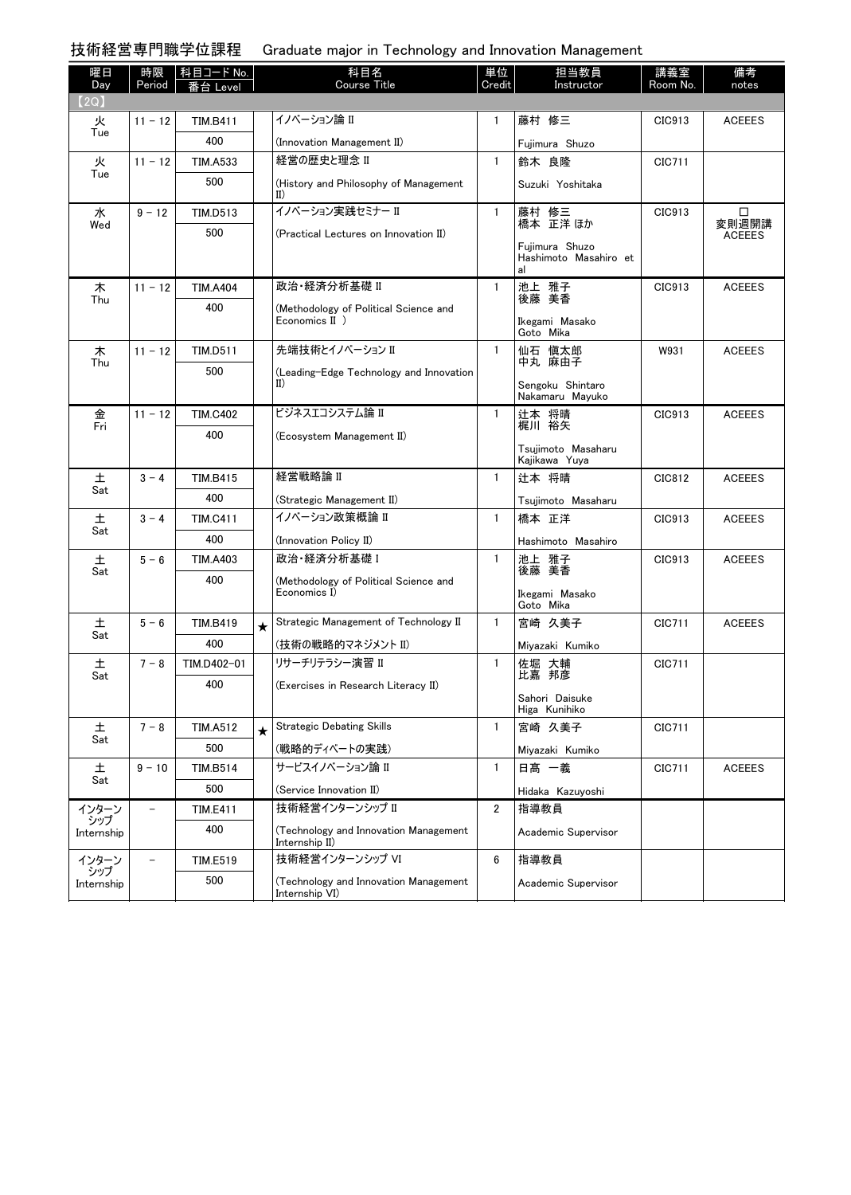# 技術経営専門職学位課程　Graduate major in Technology and Innovation Management

| 曜日 Day | 時限 Period | 科目コード No. 番台 Level | | 科目名 Course Title | 単位 Credit | 担当教員 Instructor | 講義室 Room No. | 備考 notes |
|---|---|---|---|---|---|---|---|---|
| 【2Q】 | | | | | | | | |
| 火 Tue | 11 － 12 | TIM.B411 400 | | イノベーション論 II (Innovation Management II) | 1 | 藤村 修三 Fujimura Shuzo | CIC913 | ACEEES |
| 火 Tue | 11 － 12 | TIM.A533 500 | | 経営の歴史と理念 II (History and Philosophy of Management II) | 1 | 鈴木 良隆 Suzuki Yoshitaka | CIC711 | |
| 水 Wed | 9 － 12 | TIM.D513 500 | | イノベーション実践セミナー II (Practical Lectures on Innovation II) | 1 | 藤村 修三 橋本 正洋 ほか Fujimura Shuzo Hashimoto Masahiro et al | CIC913 | □ 変則週開講 ACEEES |
| 木 Thu | 11 － 12 | TIM.A404 400 | | 政治・経済分析基礎 II (Methodology of Political Science and Economics II ) | 1 | 池上 雅子 後藤 美香 Ikegami Masako Goto Mika | CIC913 | ACEEES |
| 木 Thu | 11 － 12 | TIM.D511 500 | | 先端技術とイノベーション II (Leading-Edge Technology and Innovation II) | 1 | 仙石 慎太郎 中丸 麻由子 Sengoku Shintaro Nakamaru Mayuko | W931 | ACEEES |
| 金 Fri | 11 － 12 | TIM.C402 400 | | ビジネスエコシステム論 II (Ecosystem Management II) | 1 | 辻本 将晴 梶川 裕矢 Tsujimoto Masaharu Kajikawa Yuya | CIC913 | ACEEES |
| 土 Sat | 3 － 4 | TIM.B415 400 | | 経営戦略論 II (Strategic Management II) | 1 | 辻本 将晴 Tsujimoto Masaharu | CIC812 | ACEEES |
| 土 Sat | 3 － 4 | TIM.C411 400 | | イノベーション政策概論 II (Innovation Policy II) | 1 | 橋本 正洋 Hashimoto Masahiro | CIC913 | ACEEES |
| 土 Sat | 5 － 6 | TIM.A403 400 | | 政治・経済分析基礎 I (Methodology of Political Science and Economics I) | 1 | 池上 雅子 後藤 美香 Ikegami Masako Goto Mika | CIC913 | ACEEES |
| 土 Sat | 5 － 6 | TIM.B419 400 | ★ | Strategic Management of Technology II (技術の戦略的マネジメント II) | 1 | 宮崎 久美子 Miyazaki Kumiko | CIC711 | ACEEES |
| 土 Sat | 7 － 8 | TIM.D402-01 400 | | リサーチリテラシー演習 II (Exercises in Research Literacy II) | 1 | 佐堀 大輔 比嘉 邦彦 Sahori Daisuke Higa Kunihiko | CIC711 | |
| 土 Sat | 7 － 8 | TIM.A512 500 | ★ | Strategic Debating Skills (戦略的ディベートの実践) | 1 | 宮崎 久美子 Miyazaki Kumiko | CIC711 | |
| 土 Sat | 9 － 10 | TIM.B514 500 | | サービスイノベーション論 II (Service Innovation II) | 1 | 日高 一義 Hidaka Kazuyoshi | CIC711 | ACEEES |
| インターンシップ Internship | － | TIM.E411 400 | | 技術経営インターンシップ II (Technology and Innovation Management Internship II) | 2 | 指導教員 Academic Supervisor | | |
| インターンシップ Internship | － | TIM.E519 500 | | 技術経営インターンシップ VI (Technology and Innovation Management Internship VI) | 6 | 指導教員 Academic Supervisor | | |